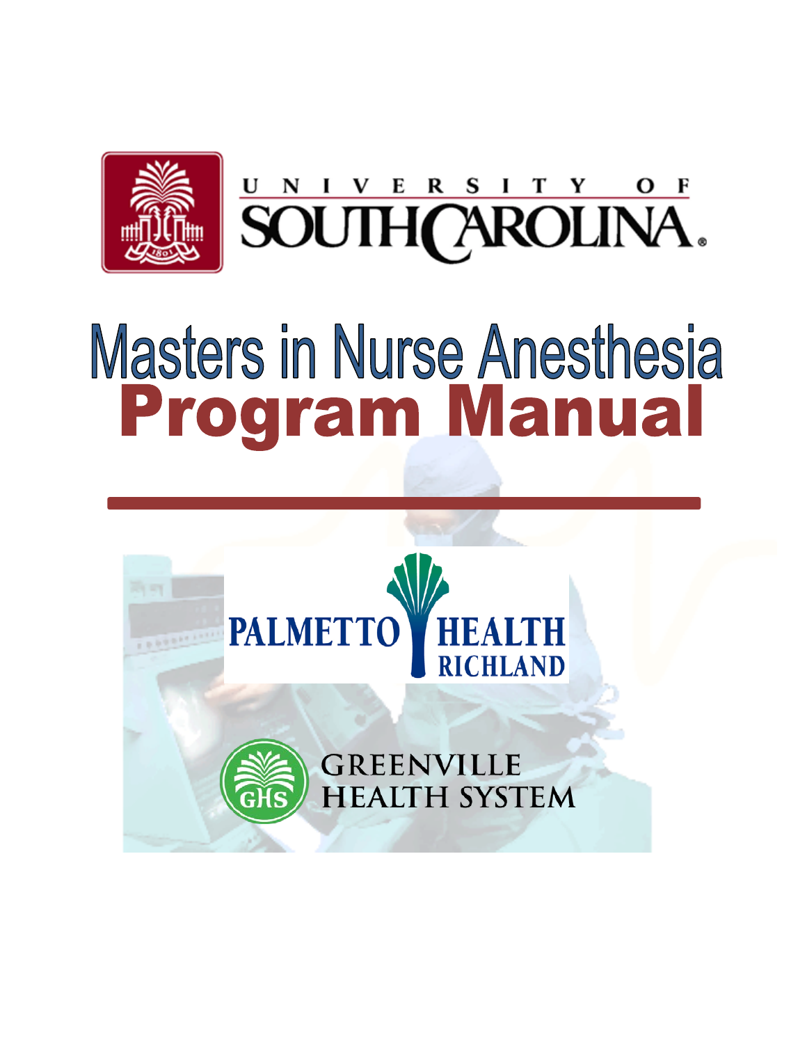UNIVERSITY OF SOUTH CAROLINA

# Masters in Nurse Anesthesia
# Program Manual

PALMETTO HEALTH RICHLAND

GREENVILLE HEALTH SYSTEM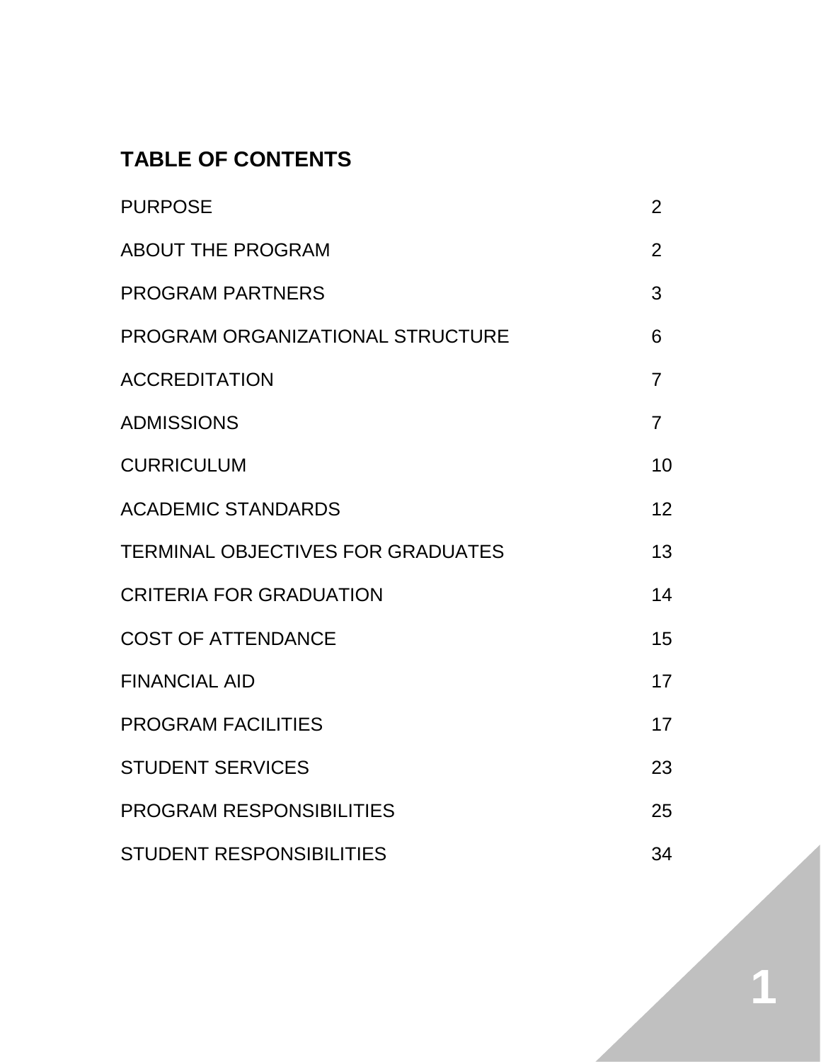## TABLE OF CONTENTS

| | |
|---|---|
| PURPOSE | 2 |
| ABOUT THE PROGRAM | 2 |
| PROGRAM PARTNERS | 3 |
| PROGRAM ORGANIZATIONAL STRUCTURE | 6 |
| ACCREDITATION | 7 |
| ADMISSIONS | 7 |
| CURRICULUM | 10 |
| ACADEMIC STANDARDS | 12 |
| TERMINAL OBJECTIVES FOR GRADUATES | 13 |
| CRITERIA FOR GRADUATION | 14 |
| COST OF ATTENDANCE | 15 |
| FINANCIAL AID | 17 |
| PROGRAM FACILITIES | 17 |
| STUDENT SERVICES | 23 |
| PROGRAM RESPONSIBILITIES | 25 |
| STUDENT RESPONSIBILITIES | 34 |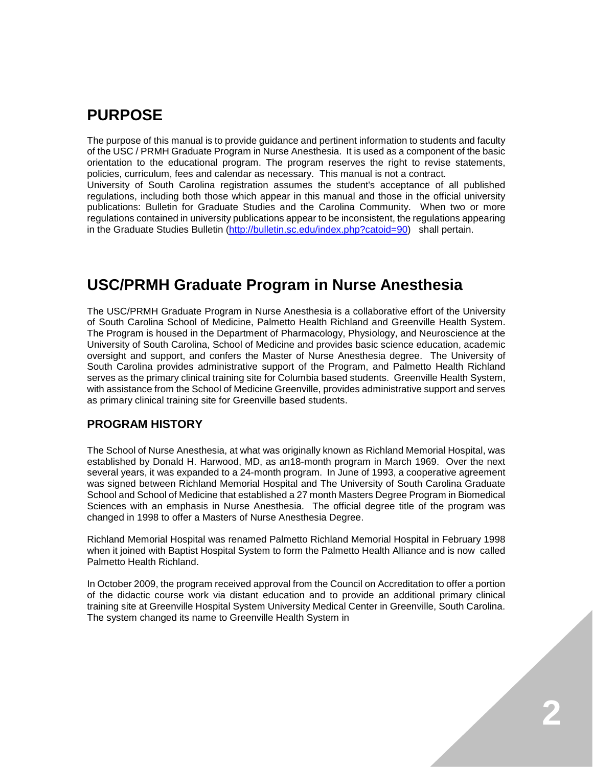# PURPOSE

The purpose of this manual is to provide guidance and pertinent information to students and faculty of the USC / PRMH Graduate Program in Nurse Anesthesia. It is used as a component of the basic orientation to the educational program. The program reserves the right to revise statements, policies, curriculum, fees and calendar as necessary. This manual is not a contract.

University of South Carolina registration assumes the student's acceptance of all published regulations, including both those which appear in this manual and those in the official university publications: Bulletin for Graduate Studies and the Carolina Community. When two or more regulations contained in university publications appear to be inconsistent, the regulations appearing in the Graduate Studies Bulletin (http://bulletin.sc.edu/index.php?catoid=90) shall pertain.

# USC/PRMH Graduate Program in Nurse Anesthesia

The USC/PRMH Graduate Program in Nurse Anesthesia is a collaborative effort of the University of South Carolina School of Medicine, Palmetto Health Richland and Greenville Health System. The Program is housed in the Department of Pharmacology, Physiology, and Neuroscience at the University of South Carolina, School of Medicine and provides basic science education, academic oversight and support, and confers the Master of Nurse Anesthesia degree. The University of South Carolina provides administrative support of the Program, and Palmetto Health Richland serves as the primary clinical training site for Columbia based students. Greenville Health System, with assistance from the School of Medicine Greenville, provides administrative support and serves as primary clinical training site for Greenville based students.

## PROGRAM HISTORY

The School of Nurse Anesthesia, at what was originally known as Richland Memorial Hospital, was established by Donald H. Harwood, MD, as an18-month program in March 1969. Over the next several years, it was expanded to a 24-month program. In June of 1993, a cooperative agreement was signed between Richland Memorial Hospital and The University of South Carolina Graduate School and School of Medicine that established a 27 month Masters Degree Program in Biomedical Sciences with an emphasis in Nurse Anesthesia. The official degree title of the program was changed in 1998 to offer a Masters of Nurse Anesthesia Degree.

Richland Memorial Hospital was renamed Palmetto Richland Memorial Hospital in February 1998 when it joined with Baptist Hospital System to form the Palmetto Health Alliance and is now called Palmetto Health Richland.

In October 2009, the program received approval from the Council on Accreditation to offer a portion of the didactic course work via distant education and to provide an additional primary clinical training site at Greenville Hospital System University Medical Center in Greenville, South Carolina. The system changed its name to Greenville Health System in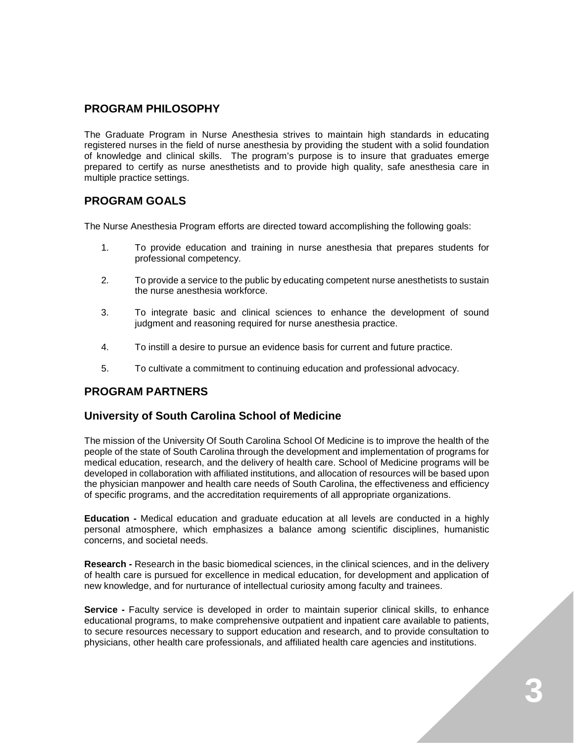## PROGRAM PHILOSOPHY

The Graduate Program in Nurse Anesthesia strives to maintain high standards in educating registered nurses in the field of nurse anesthesia by providing the student with a solid foundation of knowledge and clinical skills. The program's purpose is to insure that graduates emerge prepared to certify as nurse anesthetists and to provide high quality, safe anesthesia care in multiple practice settings.

## PROGRAM GOALS

The Nurse Anesthesia Program efforts are directed toward accomplishing the following goals:

1. To provide education and training in nurse anesthesia that prepares students for professional competency.
2. To provide a service to the public by educating competent nurse anesthetists to sustain the nurse anesthesia workforce.
3. To integrate basic and clinical sciences to enhance the development of sound judgment and reasoning required for nurse anesthesia practice.
4. To instill a desire to pursue an evidence basis for current and future practice.
5. To cultivate a commitment to continuing education and professional advocacy.

## PROGRAM PARTNERS

### University of South Carolina School of Medicine

The mission of the University Of South Carolina School Of Medicine is to improve the health of the people of the state of South Carolina through the development and implementation of programs for medical education, research, and the delivery of health care. School of Medicine programs will be developed in collaboration with affiliated institutions, and allocation of resources will be based upon the physician manpower and health care needs of South Carolina, the effectiveness and efficiency of specific programs, and the accreditation requirements of all appropriate organizations.

**Education -** Medical education and graduate education at all levels are conducted in a highly personal atmosphere, which emphasizes a balance among scientific disciplines, humanistic concerns, and societal needs.

**Research -** Research in the basic biomedical sciences, in the clinical sciences, and in the delivery of health care is pursued for excellence in medical education, for development and application of new knowledge, and for nurturance of intellectual curiosity among faculty and trainees.

**Service -** Faculty service is developed in order to maintain superior clinical skills, to enhance educational programs, to make comprehensive outpatient and inpatient care available to patients, to secure resources necessary to support education and research, and to provide consultation to physicians, other health care professionals, and affiliated health care agencies and institutions.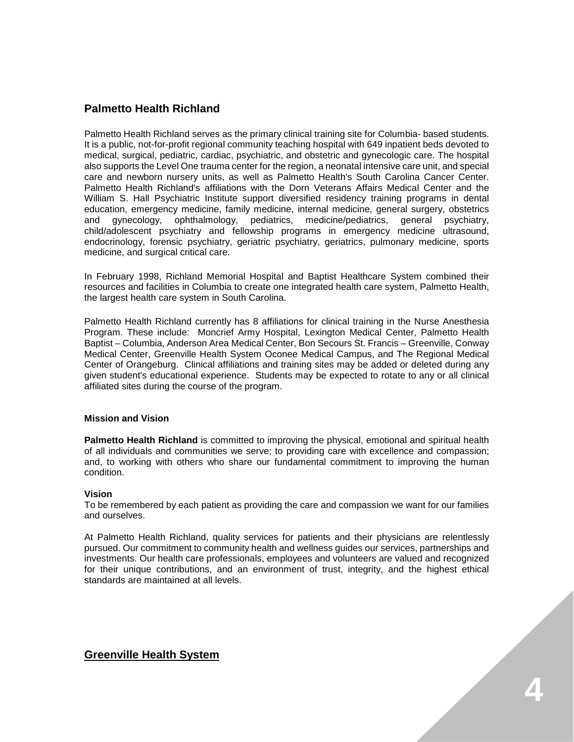## Palmetto Health Richland

Palmetto Health Richland serves as the primary clinical training site for Columbia- based students. It is a public, not-for-profit regional community teaching hospital with 649 inpatient beds devoted to medical, surgical, pediatric, cardiac, psychiatric, and obstetric and gynecologic care. The hospital also supports the Level One trauma center for the region, a neonatal intensive care unit, and special care and newborn nursery units, as well as Palmetto Health's South Carolina Cancer Center. Palmetto Health Richland's affiliations with the Dorn Veterans Affairs Medical Center and the William S. Hall Psychiatric Institute support diversified residency training programs in dental education, emergency medicine, family medicine, internal medicine, general surgery, obstetrics and gynecology, ophthalmology, pediatrics, medicine/pediatrics, general psychiatry, child/adolescent psychiatry and fellowship programs in emergency medicine ultrasound, endocrinology, forensic psychiatry, geriatric psychiatry, geriatrics, pulmonary medicine, sports medicine, and surgical critical care.

In February 1998, Richland Memorial Hospital and Baptist Healthcare System combined their resources and facilities in Columbia to create one integrated health care system, Palmetto Health, the largest health care system in South Carolina.

Palmetto Health Richland currently has 8 affiliations for clinical training in the Nurse Anesthesia Program. These include: Moncrief Army Hospital, Lexington Medical Center, Palmetto Health Baptist – Columbia, Anderson Area Medical Center, Bon Secours St. Francis – Greenville, Conway Medical Center, Greenville Health System Oconee Medical Campus, and The Regional Medical Center of Orangeburg. Clinical affiliations and training sites may be added or deleted during any given student's educational experience. Students may be expected to rotate to any or all clinical affiliated sites during the course of the program.

#### Mission and Vision

**Palmetto Health Richland** is committed to improving the physical, emotional and spiritual health of all individuals and communities we serve; to providing care with excellence and compassion; and, to working with others who share our fundamental commitment to improving the human condition.

#### Vision

To be remembered by each patient as providing the care and compassion we want for our families and ourselves.

At Palmetto Health Richland, quality services for patients and their physicians are relentlessly pursued. Our commitment to community health and wellness guides our services, partnerships and investments. Our health care professionals, employees and volunteers are valued and recognized for their unique contributions, and an environment of trust, integrity, and the highest ethical standards are maintained at all levels.

## Greenville Health System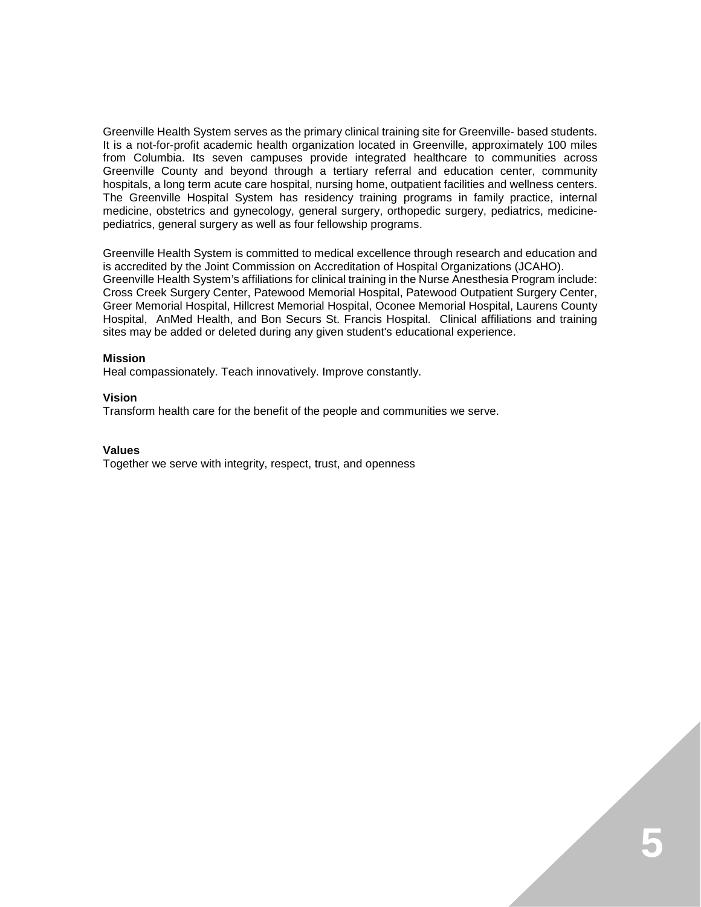Greenville Health System serves as the primary clinical training site for Greenville- based students. It is a not-for-profit academic health organization located in Greenville, approximately 100 miles from Columbia. Its seven campuses provide integrated healthcare to communities across Greenville County and beyond through a tertiary referral and education center, community hospitals, a long term acute care hospital, nursing home, outpatient facilities and wellness centers. The Greenville Hospital System has residency training programs in family practice, internal medicine, obstetrics and gynecology, general surgery, orthopedic surgery, pediatrics, medicine-pediatrics, general surgery as well as four fellowship programs.

Greenville Health System is committed to medical excellence through research and education and is accredited by the Joint Commission on Accreditation of Hospital Organizations (JCAHO).
Greenville Health System's affiliations for clinical training in the Nurse Anesthesia Program include: Cross Creek Surgery Center, Patewood Memorial Hospital, Patewood Outpatient Surgery Center, Greer Memorial Hospital, Hillcrest Memorial Hospital, Oconee Memorial Hospital, Laurens County Hospital, AnMed Health, and Bon Securs St. Francis Hospital. Clinical affiliations and training sites may be added or deleted during any given student's educational experience.

**Mission**
Heal compassionately. Teach innovatively. Improve constantly.

**Vision**
Transform health care for the benefit of the people and communities we serve.

**Values**
Together we serve with integrity, respect, trust, and openness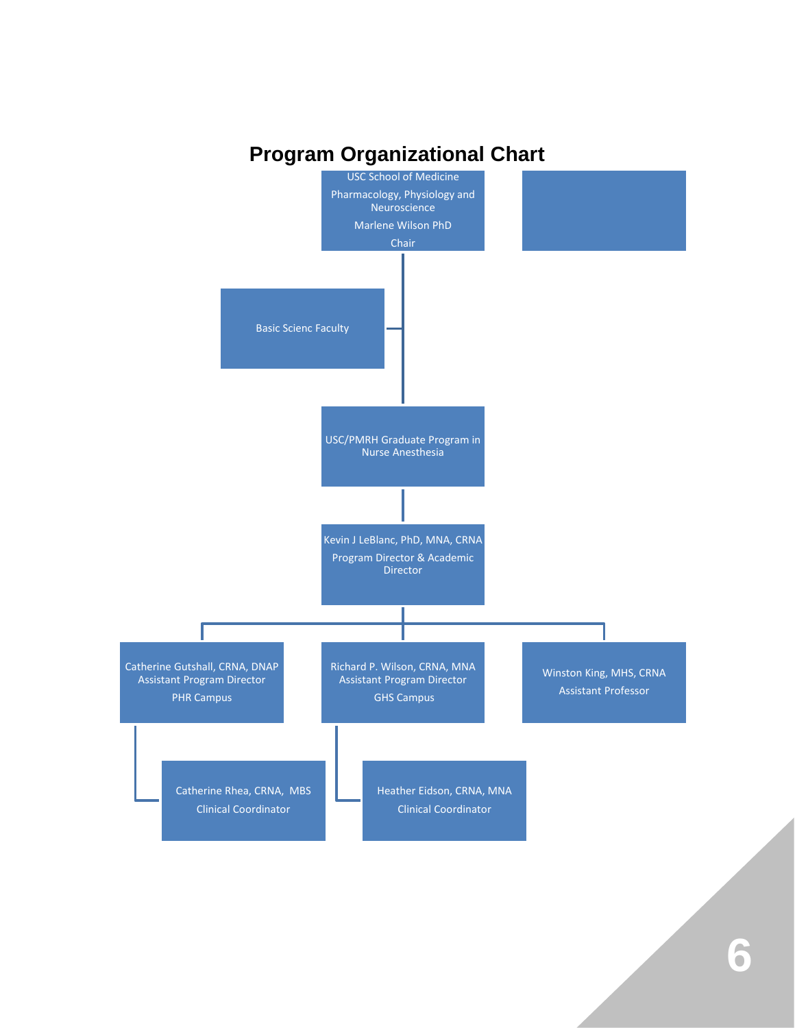# Program Organizational Chart

USC School of Medicine

Pharmacology, Physiology and Neuroscience

Marlene Wilson PhD

Chair

Basic Scienc Faculty

USC/PMRH Graduate Program in Nurse Anesthesia

Kevin J LeBlanc, PhD, MNA, CRNA

Program Director & Academic Director

Catherine Gutshall, CRNA, DNAP
Assistant Program Director

PHR Campus

Richard P. Wilson, CRNA, MNA
Assistant Program Director

GHS Campus

Winston King, MHS, CRNA

Assistant Professor

Catherine Rhea, CRNA, MBS

Clinical Coordinator

Heather Eidson, CRNA, MNA

Clinical Coordinator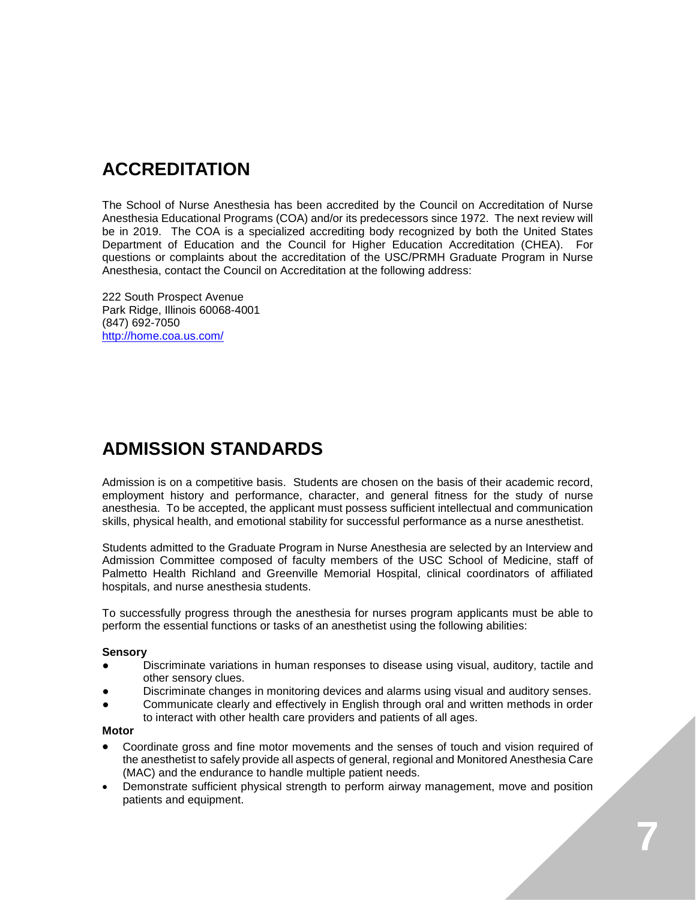## ACCREDITATION

The School of Nurse Anesthesia has been accredited by the Council on Accreditation of Nurse Anesthesia Educational Programs (COA) and/or its predecessors since 1972. The next review will be in 2019. The COA is a specialized accrediting body recognized by both the United States Department of Education and the Council for Higher Education Accreditation (CHEA). For questions or complaints about the accreditation of the USC/PRMH Graduate Program in Nurse Anesthesia, contact the Council on Accreditation at the following address:

222 South Prospect Avenue
Park Ridge, Illinois 60068-4001
(847) 692-7050
http://home.coa.us.com/

## ADMISSION STANDARDS

Admission is on a competitive basis. Students are chosen on the basis of their academic record, employment history and performance, character, and general fitness for the study of nurse anesthesia. To be accepted, the applicant must possess sufficient intellectual and communication skills, physical health, and emotional stability for successful performance as a nurse anesthetist.

Students admitted to the Graduate Program in Nurse Anesthesia are selected by an Interview and Admission Committee composed of faculty members of the USC School of Medicine, staff of Palmetto Health Richland and Greenville Memorial Hospital, clinical coordinators of affiliated hospitals, and nurse anesthesia students.

To successfully progress through the anesthesia for nurses program applicants must be able to perform the essential functions or tasks of an anesthetist using the following abilities:

**Sensory**

- Discriminate variations in human responses to disease using visual, auditory, tactile and other sensory clues.
- Discriminate changes in monitoring devices and alarms using visual and auditory senses.
- Communicate clearly and effectively in English through oral and written methods in order to interact with other health care providers and patients of all ages.

**Motor**

- Coordinate gross and fine motor movements and the senses of touch and vision required of the anesthetist to safely provide all aspects of general, regional and Monitored Anesthesia Care (MAC) and the endurance to handle multiple patient needs.
- Demonstrate sufficient physical strength to perform airway management, move and position patients and equipment.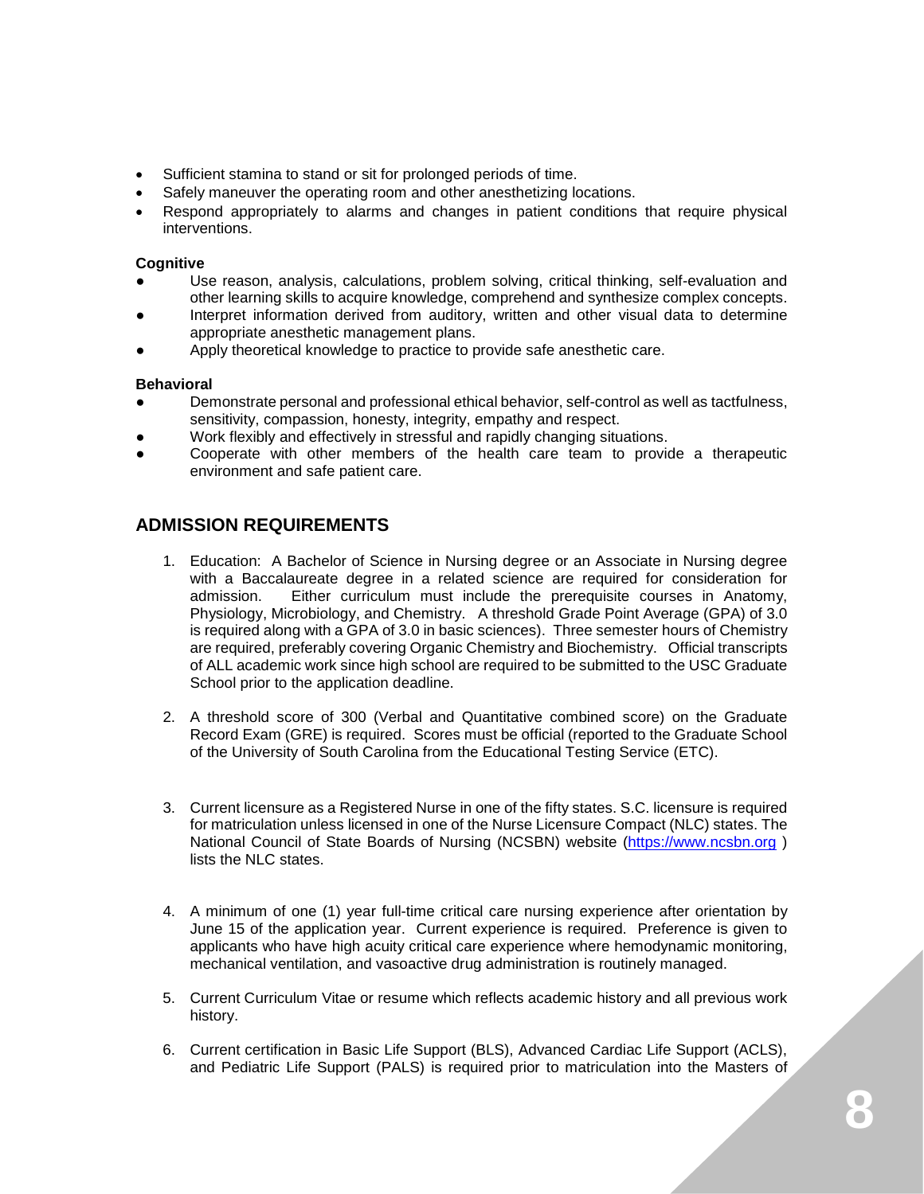- Sufficient stamina to stand or sit for prolonged periods of time.
- Safely maneuver the operating room and other anesthetizing locations.
- Respond appropriately to alarms and changes in patient conditions that require physical interventions.

**Cognitive**

- Use reason, analysis, calculations, problem solving, critical thinking, self-evaluation and other learning skills to acquire knowledge, comprehend and synthesize complex concepts.
- Interpret information derived from auditory, written and other visual data to determine appropriate anesthetic management plans.
- Apply theoretical knowledge to practice to provide safe anesthetic care.

**Behavioral**

- Demonstrate personal and professional ethical behavior, self-control as well as tactfulness, sensitivity, compassion, honesty, integrity, empathy and respect.
- Work flexibly and effectively in stressful and rapidly changing situations.
- Cooperate with other members of the health care team to provide a therapeutic environment and safe patient care.

## ADMISSION REQUIREMENTS

1. Education: A Bachelor of Science in Nursing degree or an Associate in Nursing degree with a Baccalaureate degree in a related science are required for consideration for admission. Either curriculum must include the prerequisite courses in Anatomy, Physiology, Microbiology, and Chemistry. A threshold Grade Point Average (GPA) of 3.0 is required along with a GPA of 3.0 in basic sciences). Three semester hours of Chemistry are required, preferably covering Organic Chemistry and Biochemistry. Official transcripts of ALL academic work since high school are required to be submitted to the USC Graduate School prior to the application deadline.

2. A threshold score of 300 (Verbal and Quantitative combined score) on the Graduate Record Exam (GRE) is required. Scores must be official (reported to the Graduate School of the University of South Carolina from the Educational Testing Service (ETC).

3. Current licensure as a Registered Nurse in one of the fifty states. S.C. licensure is required for matriculation unless licensed in one of the Nurse Licensure Compact (NLC) states. The National Council of State Boards of Nursing (NCSBN) website (https://www.ncsbn.org ) lists the NLC states.

4. A minimum of one (1) year full-time critical care nursing experience after orientation by June 15 of the application year. Current experience is required. Preference is given to applicants who have high acuity critical care experience where hemodynamic monitoring, mechanical ventilation, and vasoactive drug administration is routinely managed.

5. Current Curriculum Vitae or resume which reflects academic history and all previous work history.

6. Current certification in Basic Life Support (BLS), Advanced Cardiac Life Support (ACLS), and Pediatric Life Support (PALS) is required prior to matriculation into the Masters of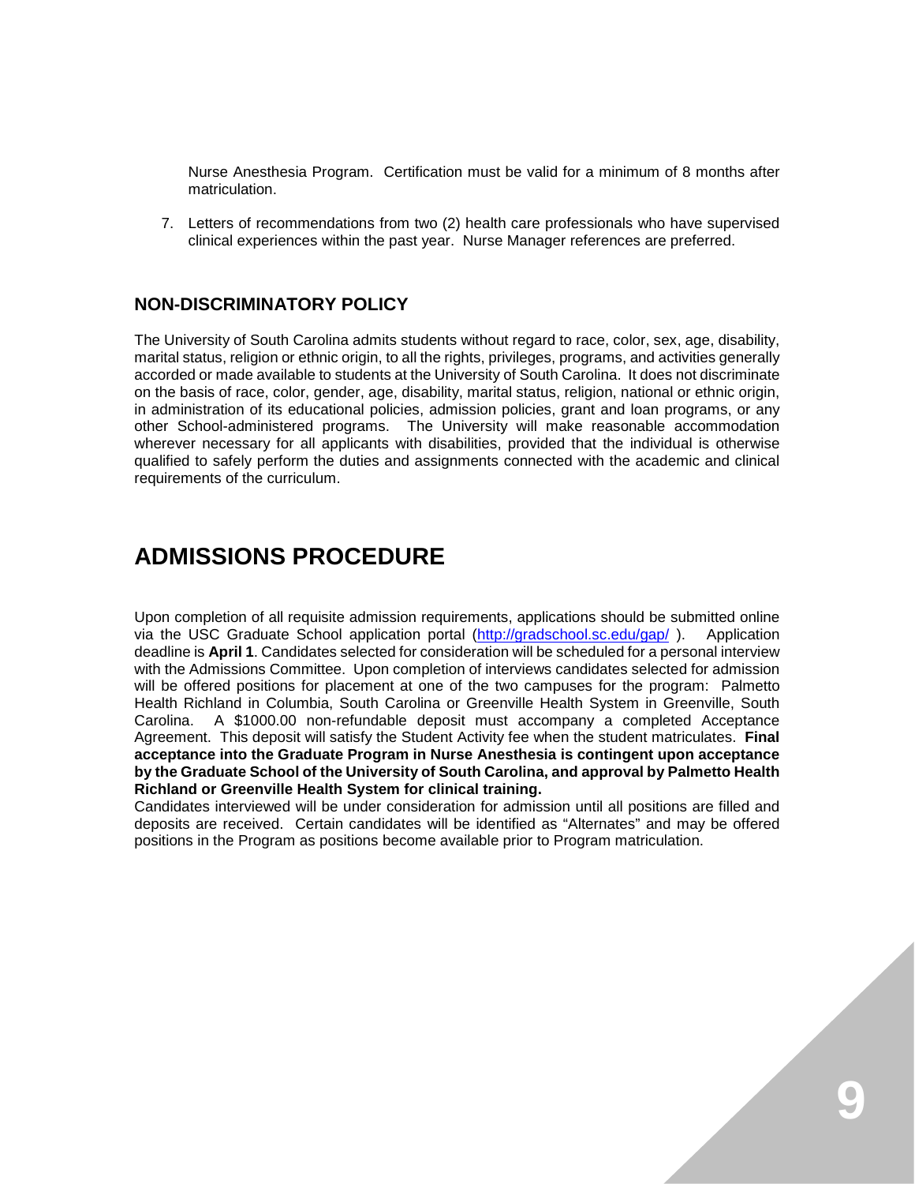Nurse Anesthesia Program. Certification must be valid for a minimum of 8 months after matriculation.

7. Letters of recommendations from two (2) health care professionals who have supervised clinical experiences within the past year. Nurse Manager references are preferred.

### NON-DISCRIMINATORY POLICY

The University of South Carolina admits students without regard to race, color, sex, age, disability, marital status, religion or ethnic origin, to all the rights, privileges, programs, and activities generally accorded or made available to students at the University of South Carolina. It does not discriminate on the basis of race, color, gender, age, disability, marital status, religion, national or ethnic origin, in administration of its educational policies, admission policies, grant and loan programs, or any other School-administered programs. The University will make reasonable accommodation wherever necessary for all applicants with disabilities, provided that the individual is otherwise qualified to safely perform the duties and assignments connected with the academic and clinical requirements of the curriculum.

## ADMISSIONS PROCEDURE

Upon completion of all requisite admission requirements, applications should be submitted online via the USC Graduate School application portal (http://gradschool.sc.edu/gap/ ). Application deadline is **April 1**. Candidates selected for consideration will be scheduled for a personal interview with the Admissions Committee. Upon completion of interviews candidates selected for admission will be offered positions for placement at one of the two campuses for the program: Palmetto Health Richland in Columbia, South Carolina or Greenville Health System in Greenville, South Carolina. A $1000.00 non-refundable deposit must accompany a completed Acceptance Agreement. This deposit will satisfy the Student Activity fee when the student matriculates. **Final acceptance into the Graduate Program in Nurse Anesthesia is contingent upon acceptance by the Graduate School of the University of South Carolina, and approval by Palmetto Health Richland or Greenville Health System for clinical training.**

Candidates interviewed will be under consideration for admission until all positions are filled and deposits are received. Certain candidates will be identified as "Alternates" and may be offered positions in the Program as positions become available prior to Program matriculation.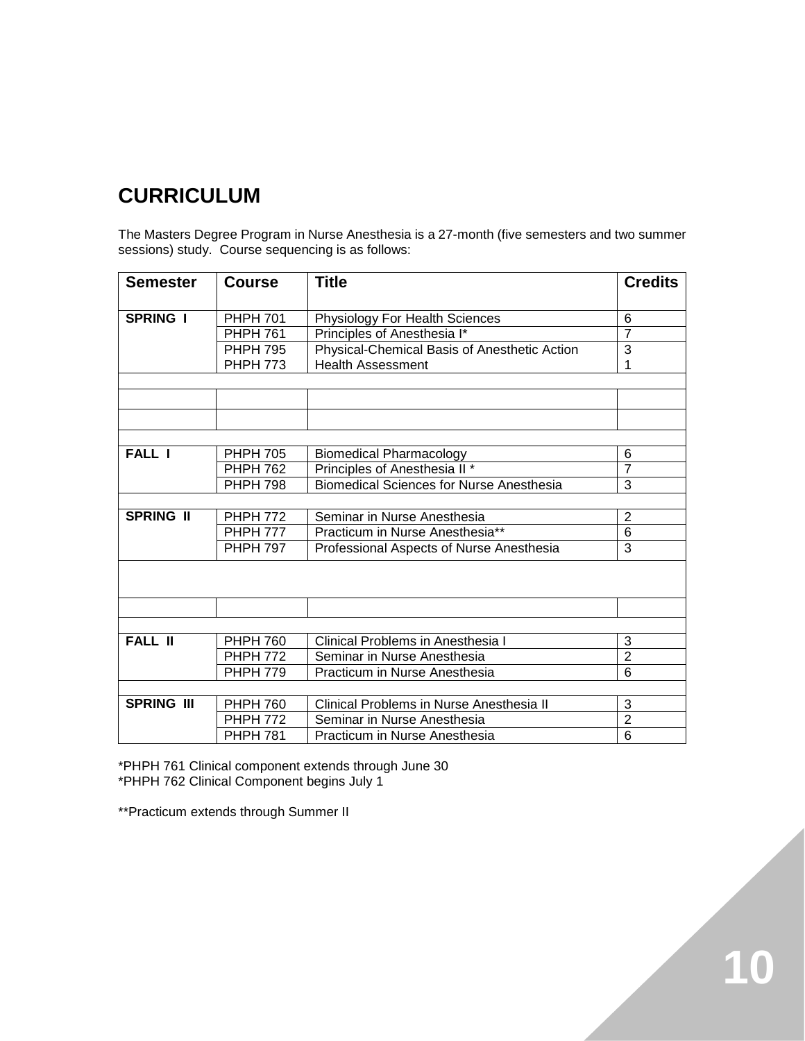# CURRICULUM

The Masters Degree Program in Nurse Anesthesia is a 27-month (five semesters and two summer sessions) study. Course sequencing is as follows:

| Semester | Course | Title | Credits |
|---|---|---|---|
| **SPRING I** | PHPH 701 | Physiology For Health Sciences | 6 |
| | PHPH 761 | Principles of Anesthesia I* | 7 |
| | PHPH 795 | Physical-Chemical Basis of Anesthetic Action | 3 |
| | PHPH 773 | Health Assessment | 1 |
| | | | |
| | | | |
| | | | |
| | | | |
| **FALL I** | PHPH 705 | Biomedical Pharmacology | 6 |
| | PHPH 762 | Principles of Anesthesia II * | 7 |
| | PHPH 798 | Biomedical Sciences for Nurse Anesthesia | 3 |
| | | | |
| **SPRING II** | PHPH 772 | Seminar in Nurse Anesthesia | 2 |
| | PHPH 777 | Practicum in Nurse Anesthesia** | 6 |
| | PHPH 797 | Professional Aspects of Nurse Anesthesia | 3 |
| | | | |
| | | | |
| | | | |
| **FALL II** | PHPH 760 | Clinical Problems in Anesthesia I | 3 |
| | PHPH 772 | Seminar in Nurse Anesthesia | 2 |
| | PHPH 779 | Practicum in Nurse Anesthesia | 6 |
| | | | |
| **SPRING III** | PHPH 760 | Clinical Problems in Nurse Anesthesia II | 3 |
| | PHPH 772 | Seminar in Nurse Anesthesia | 2 |
| | PHPH 781 | Practicum in Nurse Anesthesia | 6 |

*PHPH 761 Clinical component extends through June 30
*PHPH 762 Clinical Component begins July 1

**Practicum extends through Summer II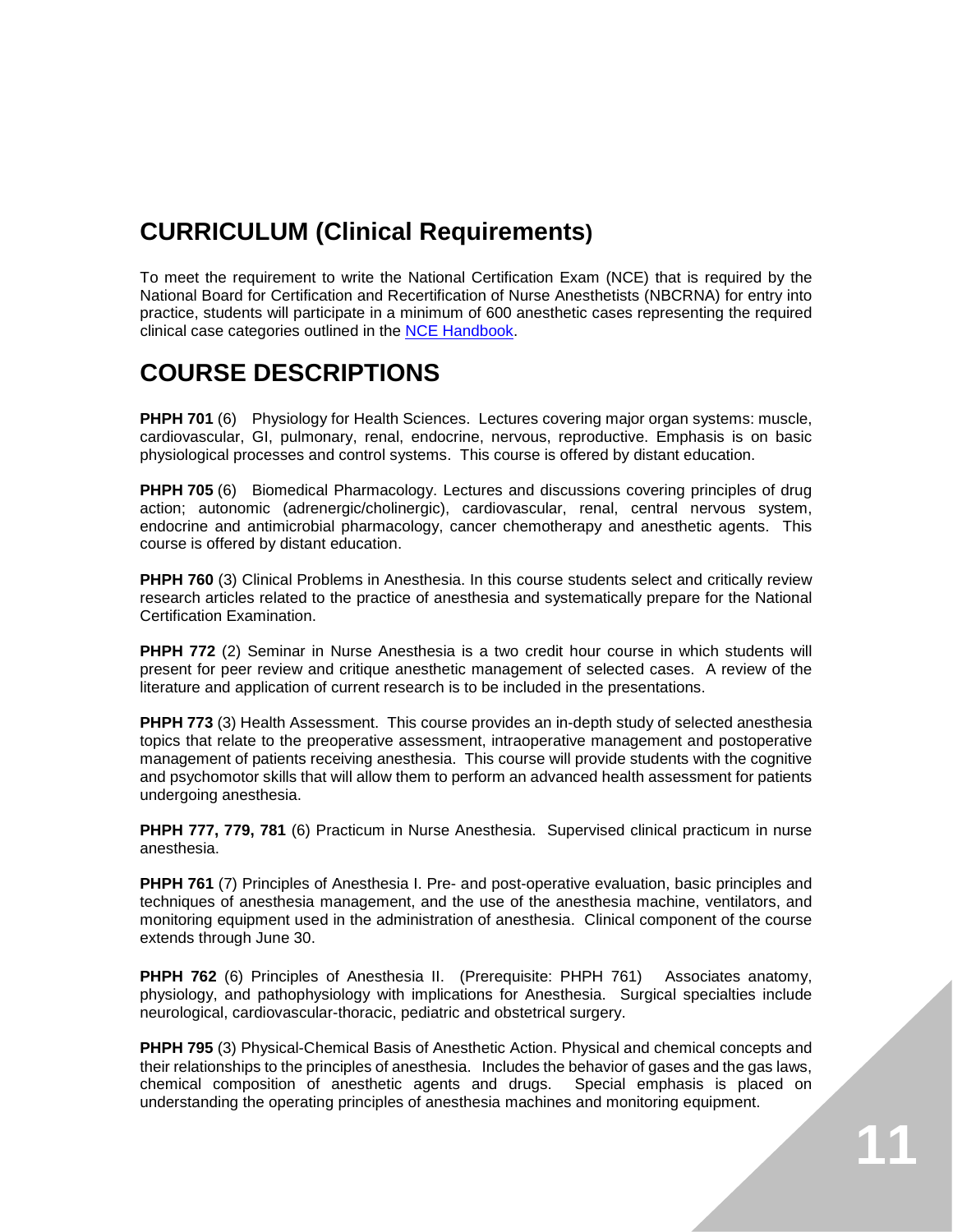## CURRICULUM (Clinical Requirements)

To meet the requirement to write the National Certification Exam (NCE) that is required by the National Board for Certification and Recertification of Nurse Anesthetists (NBCRNA) for entry into practice, students will participate in a minimum of 600 anesthetic cases representing the required clinical case categories outlined in the NCE Handbook.

## COURSE DESCRIPTIONS

**PHPH 701** (6) Physiology for Health Sciences. Lectures covering major organ systems: muscle, cardiovascular, GI, pulmonary, renal, endocrine, nervous, reproductive. Emphasis is on basic physiological processes and control systems. This course is offered by distant education.

**PHPH 705** (6) Biomedical Pharmacology. Lectures and discussions covering principles of drug action; autonomic (adrenergic/cholinergic), cardiovascular, renal, central nervous system, endocrine and antimicrobial pharmacology, cancer chemotherapy and anesthetic agents. This course is offered by distant education.

**PHPH 760** (3) Clinical Problems in Anesthesia. In this course students select and critically review research articles related to the practice of anesthesia and systematically prepare for the National Certification Examination.

**PHPH 772** (2) Seminar in Nurse Anesthesia is a two credit hour course in which students will present for peer review and critique anesthetic management of selected cases. A review of the literature and application of current research is to be included in the presentations.

**PHPH 773** (3) Health Assessment. This course provides an in-depth study of selected anesthesia topics that relate to the preoperative assessment, intraoperative management and postoperative management of patients receiving anesthesia. This course will provide students with the cognitive and psychomotor skills that will allow them to perform an advanced health assessment for patients undergoing anesthesia.

**PHPH 777, 779, 781** (6) Practicum in Nurse Anesthesia. Supervised clinical practicum in nurse anesthesia.

**PHPH 761** (7) Principles of Anesthesia I. Pre- and post-operative evaluation, basic principles and techniques of anesthesia management, and the use of the anesthesia machine, ventilators, and monitoring equipment used in the administration of anesthesia. Clinical component of the course extends through June 30.

**PHPH 762** (6) Principles of Anesthesia II. (Prerequisite: PHPH 761) Associates anatomy, physiology, and pathophysiology with implications for Anesthesia. Surgical specialties include neurological, cardiovascular-thoracic, pediatric and obstetrical surgery.

**PHPH 795** (3) Physical-Chemical Basis of Anesthetic Action. Physical and chemical concepts and their relationships to the principles of anesthesia. Includes the behavior of gases and the gas laws, chemical composition of anesthetic agents and drugs. Special emphasis is placed on understanding the operating principles of anesthesia machines and monitoring equipment.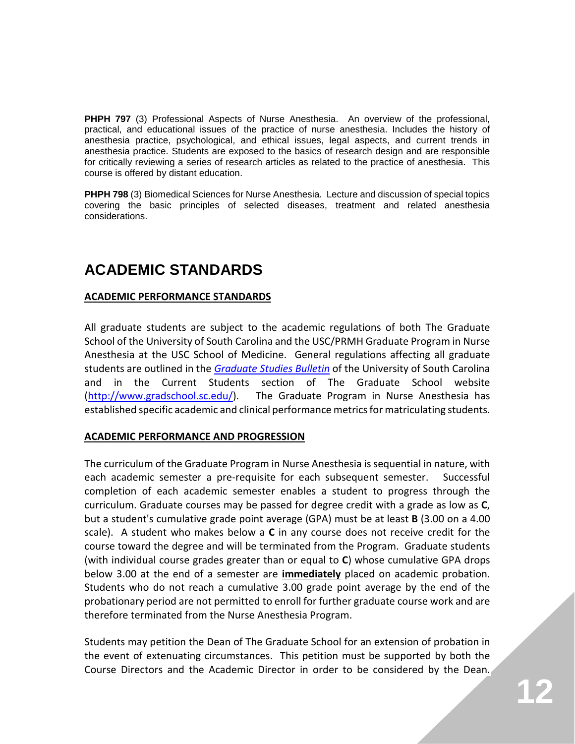**PHPH 797** (3) Professional Aspects of Nurse Anesthesia. An overview of the professional, practical, and educational issues of the practice of nurse anesthesia. Includes the history of anesthesia practice, psychological, and ethical issues, legal aspects, and current trends in anesthesia practice. Students are exposed to the basics of research design and are responsible for critically reviewing a series of research articles as related to the practice of anesthesia. This course is offered by distant education.

**PHPH 798** (3) Biomedical Sciences for Nurse Anesthesia. Lecture and discussion of special topics covering the basic principles of selected diseases, treatment and related anesthesia considerations.

# ACADEMIC STANDARDS

## ACADEMIC PERFORMANCE STANDARDS

All graduate students are subject to the academic regulations of both The Graduate School of the University of South Carolina and the USC/PRMH Graduate Program in Nurse Anesthesia at the USC School of Medicine. General regulations affecting all graduate students are outlined in the *Graduate Studies Bulletin* of the University of South Carolina and in the Current Students section of The Graduate School website (http://www.gradschool.sc.edu/). The Graduate Program in Nurse Anesthesia has established specific academic and clinical performance metrics for matriculating students.

## ACADEMIC PERFORMANCE AND PROGRESSION

The curriculum of the Graduate Program in Nurse Anesthesia is sequential in nature, with each academic semester a pre-requisite for each subsequent semester. Successful completion of each academic semester enables a student to progress through the curriculum. Graduate courses may be passed for degree credit with a grade as low as **C**, but a student's cumulative grade point average (GPA) must be at least **B** (3.00 on a 4.00 scale). A student who makes below a **C** in any course does not receive credit for the course toward the degree and will be terminated from the Program. Graduate students (with individual course grades greater than or equal to **C**) whose cumulative GPA drops below 3.00 at the end of a semester are **immediately** placed on academic probation. Students who do not reach a cumulative 3.00 grade point average by the end of the probationary period are not permitted to enroll for further graduate course work and are therefore terminated from the Nurse Anesthesia Program.

Students may petition the Dean of The Graduate School for an extension of probation in the event of extenuating circumstances. This petition must be supported by both the Course Directors and the Academic Director in order to be considered by the Dean.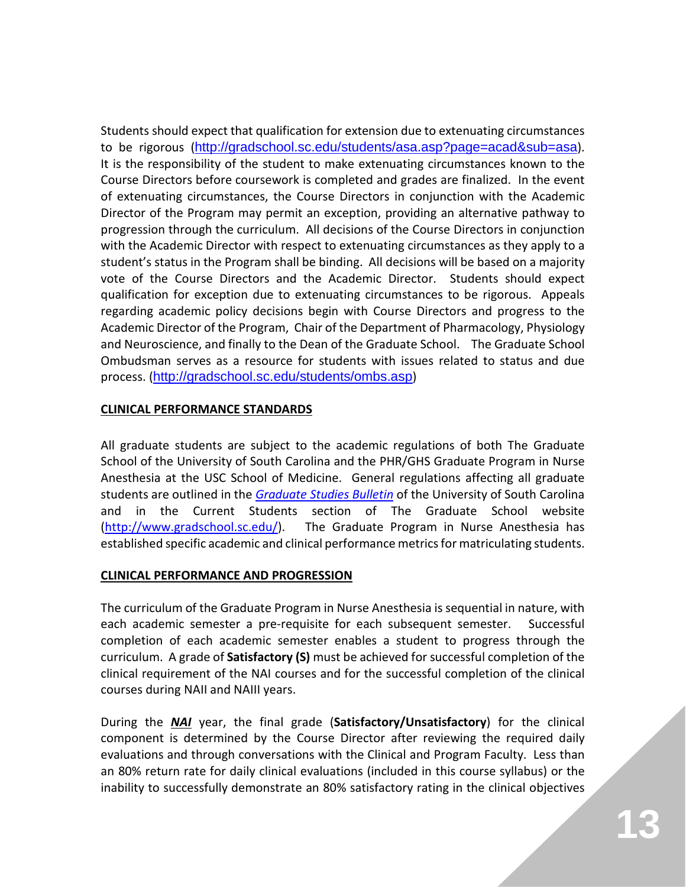Students should expect that qualification for extension due to extenuating circumstances to be rigorous (http://gradschool.sc.edu/students/asa.asp?page=acad&sub=asa). It is the responsibility of the student to make extenuating circumstances known to the Course Directors before coursework is completed and grades are finalized. In the event of extenuating circumstances, the Course Directors in conjunction with the Academic Director of the Program may permit an exception, providing an alternative pathway to progression through the curriculum. All decisions of the Course Directors in conjunction with the Academic Director with respect to extenuating circumstances as they apply to a student's status in the Program shall be binding. All decisions will be based on a majority vote of the Course Directors and the Academic Director. Students should expect qualification for exception due to extenuating circumstances to be rigorous. Appeals regarding academic policy decisions begin with Course Directors and progress to the Academic Director of the Program, Chair of the Department of Pharmacology, Physiology and Neuroscience, and finally to the Dean of the Graduate School. The Graduate School Ombudsman serves as a resource for students with issues related to status and due process. (http://gradschool.sc.edu/students/ombs.asp)

## CLINICAL PERFORMANCE STANDARDS

All graduate students are subject to the academic regulations of both The Graduate School of the University of South Carolina and the PHR/GHS Graduate Program in Nurse Anesthesia at the USC School of Medicine. General regulations affecting all graduate students are outlined in the ***Graduate Studies Bulletin*** of the University of South Carolina and in the Current Students section of The Graduate School website (http://www.gradschool.sc.edu/). The Graduate Program in Nurse Anesthesia has established specific academic and clinical performance metrics for matriculating students.

## CLINICAL PERFORMANCE AND PROGRESSION

The curriculum of the Graduate Program in Nurse Anesthesia is sequential in nature, with each academic semester a pre-requisite for each subsequent semester. Successful completion of each academic semester enables a student to progress through the curriculum. A grade of **Satisfactory (S)** must be achieved for successful completion of the clinical requirement of the NAI courses and for the successful completion of the clinical courses during NAII and NAIII years.

During the ***NAI*** year, the final grade (**Satisfactory/Unsatisfactory**) for the clinical component is determined by the Course Director after reviewing the required daily evaluations and through conversations with the Clinical and Program Faculty. Less than an 80% return rate for daily clinical evaluations (included in this course syllabus) or the inability to successfully demonstrate an 80% satisfactory rating in the clinical objectives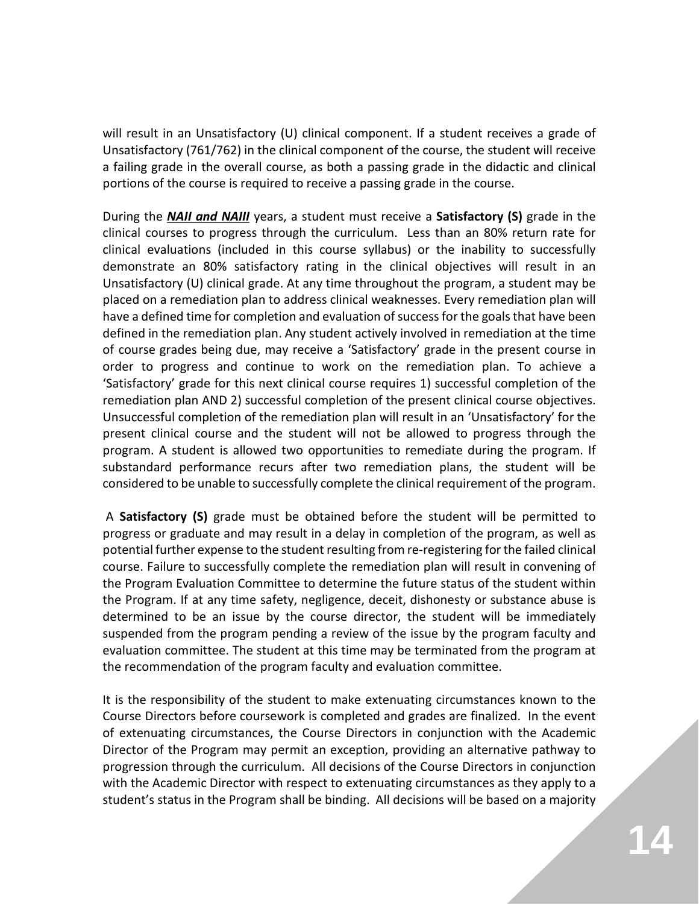will result in an Unsatisfactory (U) clinical component. If a student receives a grade of Unsatisfactory (761/762) in the clinical component of the course, the student will receive a failing grade in the overall course, as both a passing grade in the didactic and clinical portions of the course is required to receive a passing grade in the course.

During the ***NAII and NAIII*** years, a student must receive a **Satisfactory (S)** grade in the clinical courses to progress through the curriculum. Less than an 80% return rate for clinical evaluations (included in this course syllabus) or the inability to successfully demonstrate an 80% satisfactory rating in the clinical objectives will result in an Unsatisfactory (U) clinical grade. At any time throughout the program, a student may be placed on a remediation plan to address clinical weaknesses. Every remediation plan will have a defined time for completion and evaluation of success for the goals that have been defined in the remediation plan. Any student actively involved in remediation at the time of course grades being due, may receive a 'Satisfactory' grade in the present course in order to progress and continue to work on the remediation plan. To achieve a 'Satisfactory' grade for this next clinical course requires 1) successful completion of the remediation plan AND 2) successful completion of the present clinical course objectives. Unsuccessful completion of the remediation plan will result in an 'Unsatisfactory' for the present clinical course and the student will not be allowed to progress through the program. A student is allowed two opportunities to remediate during the program. If substandard performance recurs after two remediation plans, the student will be considered to be unable to successfully complete the clinical requirement of the program.

A **Satisfactory (S)** grade must be obtained before the student will be permitted to progress or graduate and may result in a delay in completion of the program, as well as potential further expense to the student resulting from re-registering for the failed clinical course. Failure to successfully complete the remediation plan will result in convening of the Program Evaluation Committee to determine the future status of the student within the Program. If at any time safety, negligence, deceit, dishonesty or substance abuse is determined to be an issue by the course director, the student will be immediately suspended from the program pending a review of the issue by the program faculty and evaluation committee. The student at this time may be terminated from the program at the recommendation of the program faculty and evaluation committee.

It is the responsibility of the student to make extenuating circumstances known to the Course Directors before coursework is completed and grades are finalized. In the event of extenuating circumstances, the Course Directors in conjunction with the Academic Director of the Program may permit an exception, providing an alternative pathway to progression through the curriculum. All decisions of the Course Directors in conjunction with the Academic Director with respect to extenuating circumstances as they apply to a student's status in the Program shall be binding. All decisions will be based on a majority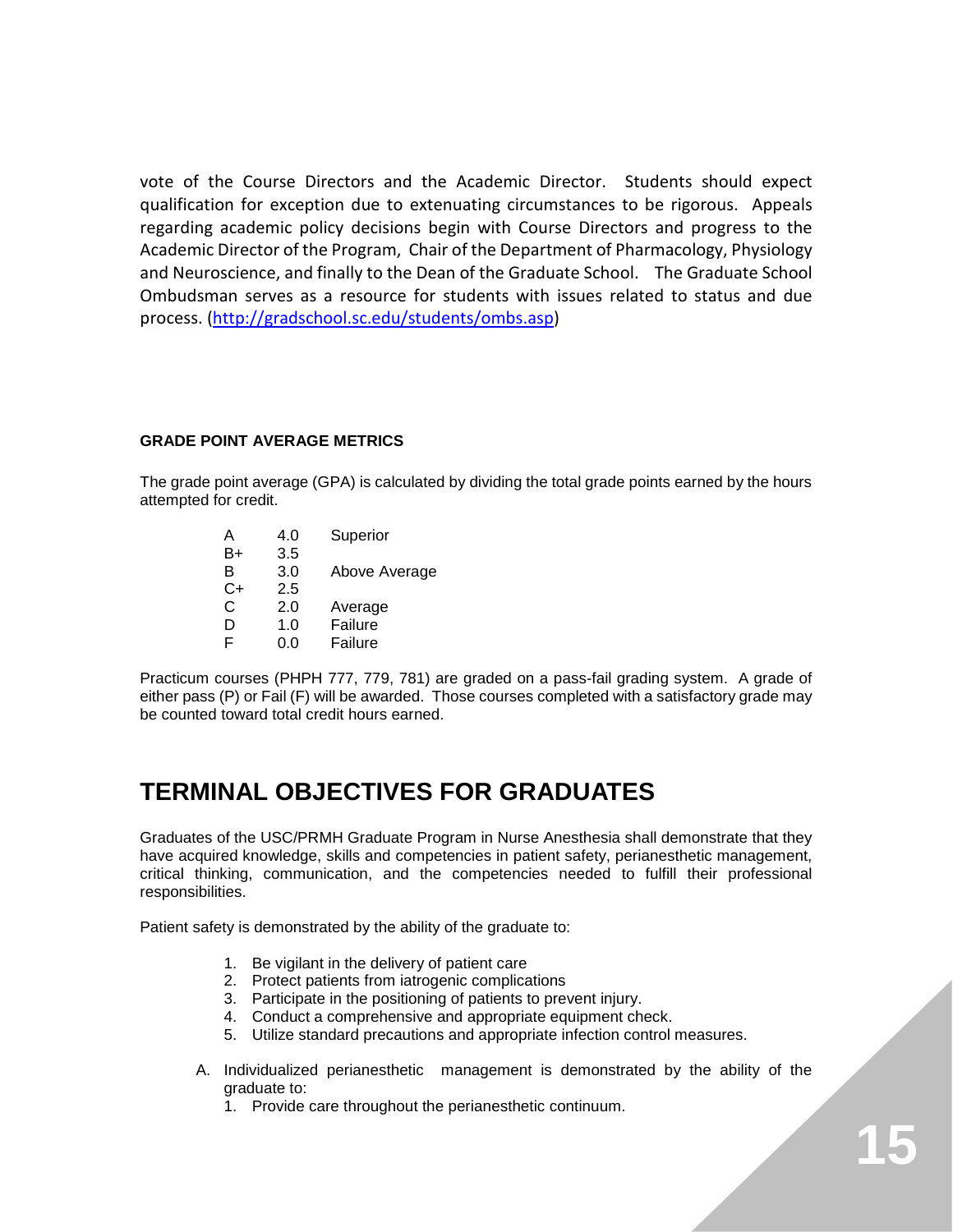vote of the Course Directors and the Academic Director. Students should expect qualification for exception due to extenuating circumstances to be rigorous. Appeals regarding academic policy decisions begin with Course Directors and progress to the Academic Director of the Program, Chair of the Department of Pharmacology, Physiology and Neuroscience, and finally to the Dean of the Graduate School. The Graduate School Ombudsman serves as a resource for students with issues related to status and due process. (http://gradschool.sc.edu/students/ombs.asp)

**GRADE POINT AVERAGE METRICS**

The grade point average (GPA) is calculated by dividing the total grade points earned by the hours attempted for credit.

| Grade | Points | Description |
|---|---|---|
| A | 4.0 | Superior |
| B+ | 3.5 | |
| B | 3.0 | Above Average |
| C+ | 2.5 | |
| C | 2.0 | Average |
| D | 1.0 | Failure |
| F | 0.0 | Failure |

Practicum courses (PHPH 777, 779, 781) are graded on a pass-fail grading system. A grade of either pass (P) or Fail (F) will be awarded. Those courses completed with a satisfactory grade may be counted toward total credit hours earned.

# TERMINAL OBJECTIVES FOR GRADUATES

Graduates of the USC/PRMH Graduate Program in Nurse Anesthesia shall demonstrate that they have acquired knowledge, skills and competencies in patient safety, perianesthetic management, critical thinking, communication, and the competencies needed to fulfill their professional responsibilities.

Patient safety is demonstrated by the ability of the graduate to:

1. Be vigilant in the delivery of patient care
2. Protect patients from iatrogenic complications
3. Participate in the positioning of patients to prevent injury.
4. Conduct a comprehensive and appropriate equipment check.
5. Utilize standard precautions and appropriate infection control measures.

A. Individualized perianesthetic management is demonstrated by the ability of the graduate to:
   1. Provide care throughout the perianesthetic continuum.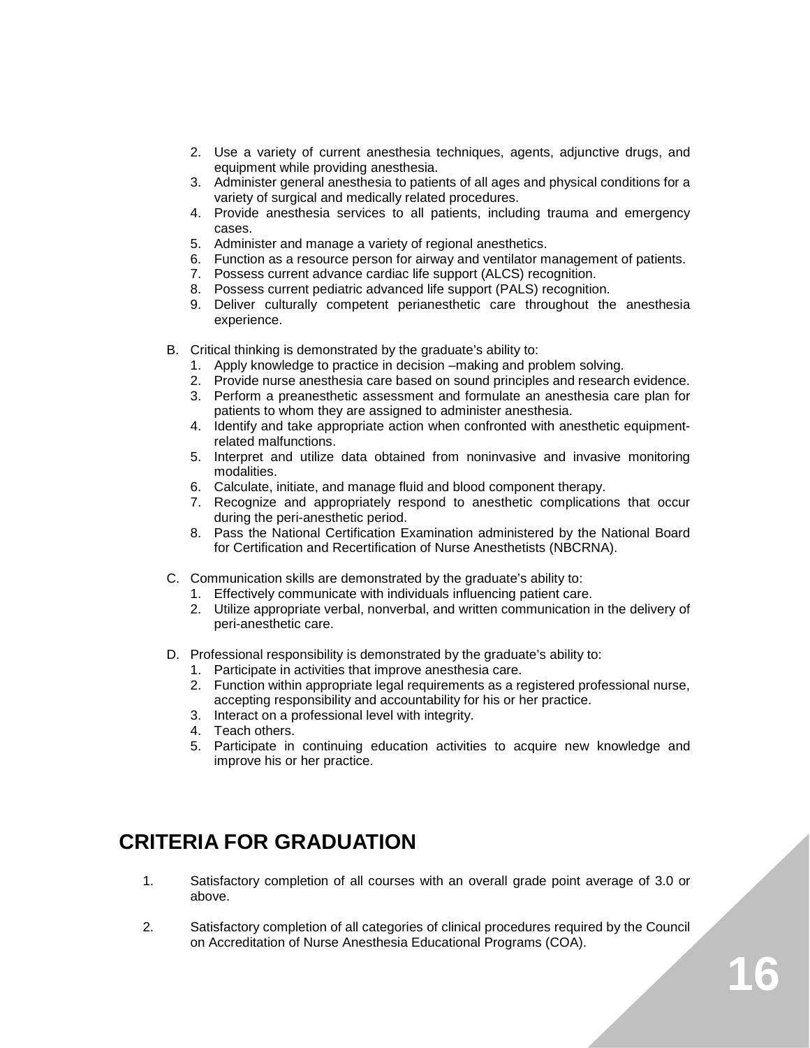2. Use a variety of current anesthesia techniques, agents, adjunctive drugs, and equipment while providing anesthesia.
3. Administer general anesthesia to patients of all ages and physical conditions for a variety of surgical and medically related procedures.
4. Provide anesthesia services to all patients, including trauma and emergency cases.
5. Administer and manage a variety of regional anesthetics.
6. Function as a resource person for airway and ventilator management of patients.
7. Possess current advance cardiac life support (ALCS) recognition.
8. Possess current pediatric advanced life support (PALS) recognition.
9. Deliver culturally competent perianesthetic care throughout the anesthesia experience.

B. Critical thinking is demonstrated by the graduate's ability to:
   1. Apply knowledge to practice in decision –making and problem solving.
   2. Provide nurse anesthesia care based on sound principles and research evidence.
   3. Perform a preanesthetic assessment and formulate an anesthesia care plan for patients to whom they are assigned to administer anesthesia.
   4. Identify and take appropriate action when confronted with anesthetic equipment-related malfunctions.
   5. Interpret and utilize data obtained from noninvasive and invasive monitoring modalities.
   6. Calculate, initiate, and manage fluid and blood component therapy.
   7. Recognize and appropriately respond to anesthetic complications that occur during the peri-anesthetic period.
   8. Pass the National Certification Examination administered by the National Board for Certification and Recertification of Nurse Anesthetists (NBCRNA).

C. Communication skills are demonstrated by the graduate's ability to:
   1. Effectively communicate with individuals influencing patient care.
   2. Utilize appropriate verbal, nonverbal, and written communication in the delivery of peri-anesthetic care.

D. Professional responsibility is demonstrated by the graduate's ability to:
   1. Participate in activities that improve anesthesia care.
   2. Function within appropriate legal requirements as a registered professional nurse, accepting responsibility and accountability for his or her practice.
   3. Interact on a professional level with integrity.
   4. Teach others.
   5. Participate in continuing education activities to acquire new knowledge and improve his or her practice.

## CRITERIA FOR GRADUATION

1. Satisfactory completion of all courses with an overall grade point average of 3.0 or above.

2. Satisfactory completion of all categories of clinical procedures required by the Council on Accreditation of Nurse Anesthesia Educational Programs (COA).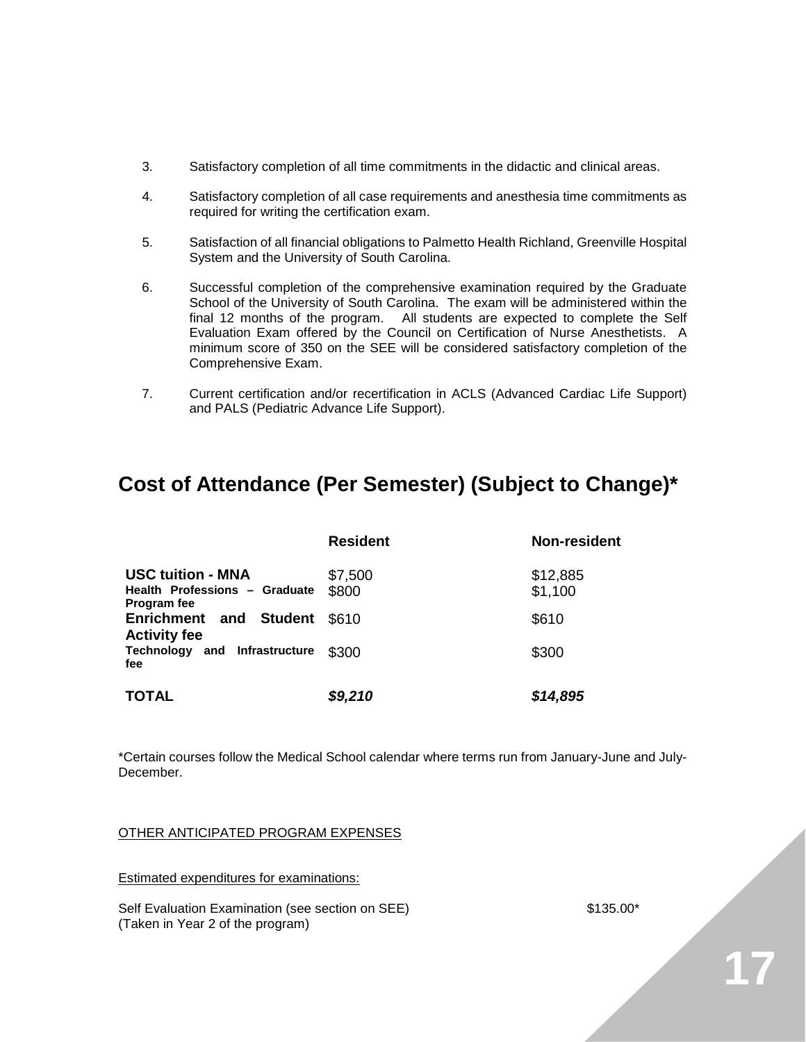3. Satisfactory completion of all time commitments in the didactic and clinical areas.

4. Satisfactory completion of all case requirements and anesthesia time commitments as required for writing the certification exam.

5. Satisfaction of all financial obligations to Palmetto Health Richland, Greenville Hospital System and the University of South Carolina.

6. Successful completion of the comprehensive examination required by the Graduate School of the University of South Carolina. The exam will be administered within the final 12 months of the program. All students are expected to complete the Self Evaluation Exam offered by the Council on Certification of Nurse Anesthetists. A minimum score of 350 on the SEE will be considered satisfactory completion of the Comprehensive Exam.

7. Current certification and/or recertification in ACLS (Advanced Cardiac Life Support) and PALS (Pediatric Advance Life Support).

## Cost of Attendance (Per Semester) (Subject to Change)*

| | Resident | Non-resident |
|---|---|---|
| **USC tuition - MNA** | $7,500 | $12,885 |
| **Health Professions – Graduate Program fee** | $800 | $1,100 |
| **Enrichment and Student Activity fee** | $610 | $610 |
| **Technology and Infrastructure fee** | $300 | $300 |
| **TOTAL** | ***$9,210*** | ***$14,895*** |

*Certain courses follow the Medical School calendar where terms run from January-June and July-December.

OTHER ANTICIPATED PROGRAM EXPENSES

Estimated expenditures for examinations:

Self Evaluation Examination (see section on SEE) $135.00*
(Taken in Year 2 of the program)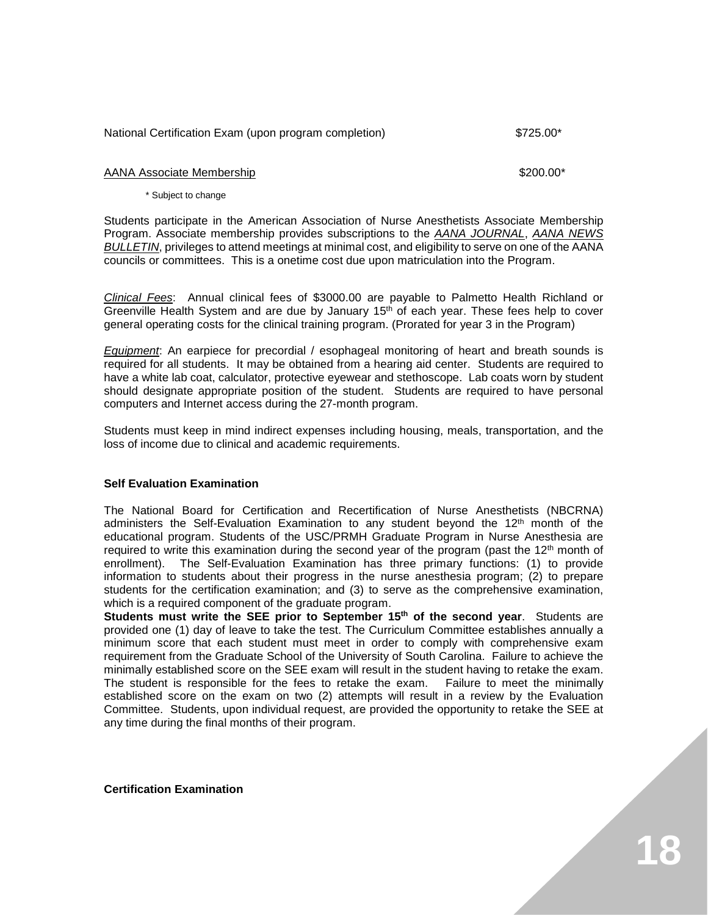National Certification Exam (upon program completion) $725.00*

AANA Associate Membership $200.00*

\* Subject to change

Students participate in the American Association of Nurse Anesthetists Associate Membership Program. Associate membership provides subscriptions to the *AANA JOURNAL*, *AANA NEWS BULLETIN*, privileges to attend meetings at minimal cost, and eligibility to serve on one of the AANA councils or committees. This is a onetime cost due upon matriculation into the Program.

*Clinical Fees*: Annual clinical fees of $3000.00 are payable to Palmetto Health Richland or Greenville Health System and are due by January 15th of each year. These fees help to cover general operating costs for the clinical training program. (Prorated for year 3 in the Program)

*Equipment*: An earpiece for precordial / esophageal monitoring of heart and breath sounds is required for all students. It may be obtained from a hearing aid center. Students are required to have a white lab coat, calculator, protective eyewear and stethoscope. Lab coats worn by student should designate appropriate position of the student. Students are required to have personal computers and Internet access during the 27-month program.

Students must keep in mind indirect expenses including housing, meals, transportation, and the loss of income due to clinical and academic requirements.

**Self Evaluation Examination**

The National Board for Certification and Recertification of Nurse Anesthetists (NBCRNA) administers the Self-Evaluation Examination to any student beyond the 12th month of the educational program. Students of the USC/PRMH Graduate Program in Nurse Anesthesia are required to write this examination during the second year of the program (past the 12th month of enrollment). The Self-Evaluation Examination has three primary functions: (1) to provide information to students about their progress in the nurse anesthesia program; (2) to prepare students for the certification examination; and (3) to serve as the comprehensive examination, which is a required component of the graduate program.

**Students must write the SEE prior to September 15th of the second year**. Students are provided one (1) day of leave to take the test. The Curriculum Committee establishes annually a minimum score that each student must meet in order to comply with comprehensive exam requirement from the Graduate School of the University of South Carolina. Failure to achieve the minimally established score on the SEE exam will result in the student having to retake the exam. The student is responsible for the fees to retake the exam. Failure to meet the minimally established score on the exam on two (2) attempts will result in a review by the Evaluation Committee. Students, upon individual request, are provided the opportunity to retake the SEE at any time during the final months of their program.

**Certification Examination**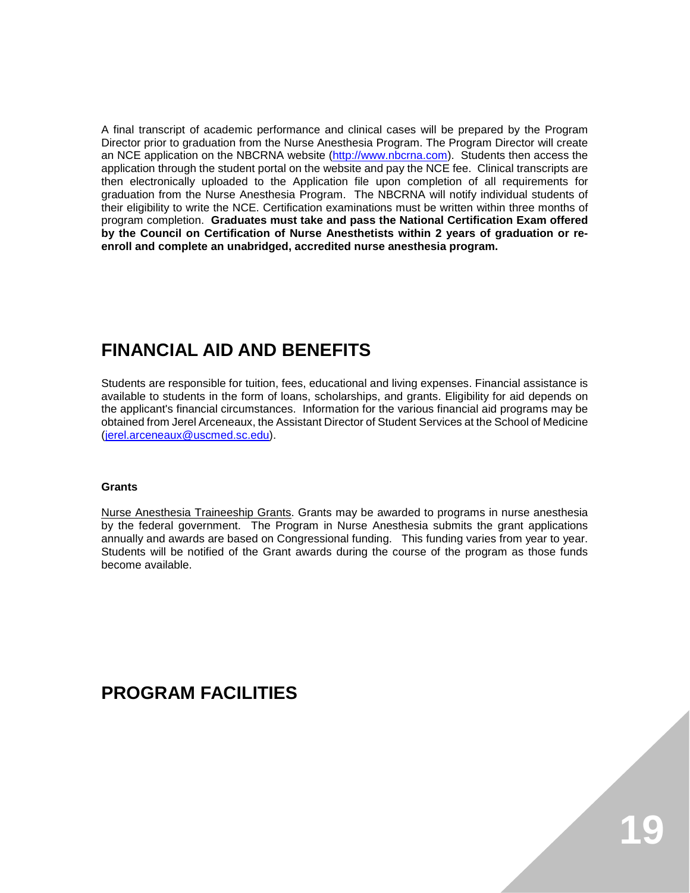A final transcript of academic performance and clinical cases will be prepared by the Program Director prior to graduation from the Nurse Anesthesia Program. The Program Director will create an NCE application on the NBCRNA website (http://www.nbcrna.com). Students then access the application through the student portal on the website and pay the NCE fee. Clinical transcripts are then electronically uploaded to the Application file upon completion of all requirements for graduation from the Nurse Anesthesia Program. The NBCRNA will notify individual students of their eligibility to write the NCE. Certification examinations must be written within three months of program completion. **Graduates must take and pass the National Certification Exam offered by the Council on Certification of Nurse Anesthetists within 2 years of graduation or re-enroll and complete an unabridged, accredited nurse anesthesia program.**

# FINANCIAL AID AND BENEFITS

Students are responsible for tuition, fees, educational and living expenses. Financial assistance is available to students in the form of loans, scholarships, and grants. Eligibility for aid depends on the applicant's financial circumstances. Information for the various financial aid programs may be obtained from Jerel Arceneaux, the Assistant Director of Student Services at the School of Medicine (jerel.arceneaux@uscmed.sc.edu).

### Grants

Nurse Anesthesia Traineeship Grants. Grants may be awarded to programs in nurse anesthesia by the federal government. The Program in Nurse Anesthesia submits the grant applications annually and awards are based on Congressional funding. This funding varies from year to year. Students will be notified of the Grant awards during the course of the program as those funds become available.

# PROGRAM FACILITIES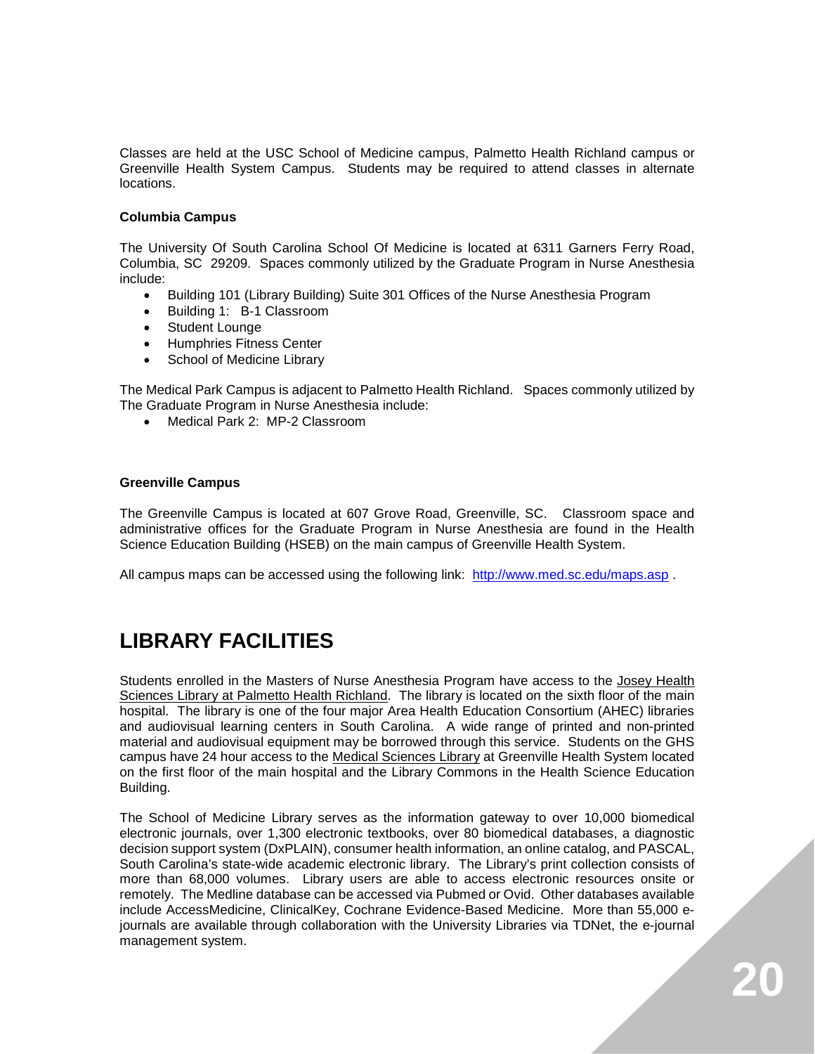Classes are held at the USC School of Medicine campus, Palmetto Health Richland campus or Greenville Health System Campus. Students may be required to attend classes in alternate locations.

**Columbia Campus**

The University Of South Carolina School Of Medicine is located at 6311 Garners Ferry Road, Columbia, SC 29209. Spaces commonly utilized by the Graduate Program in Nurse Anesthesia include:

- Building 101 (Library Building) Suite 301 Offices of the Nurse Anesthesia Program
- Building 1: B-1 Classroom
- Student Lounge
- Humphries Fitness Center
- School of Medicine Library

The Medical Park Campus is adjacent to Palmetto Health Richland. Spaces commonly utilized by The Graduate Program in Nurse Anesthesia include:

- Medical Park 2: MP-2 Classroom

**Greenville Campus**

The Greenville Campus is located at 607 Grove Road, Greenville, SC. Classroom space and administrative offices for the Graduate Program in Nurse Anesthesia are found in the Health Science Education Building (HSEB) on the main campus of Greenville Health System.

All campus maps can be accessed using the following link: http://www.med.sc.edu/maps.asp .

# LIBRARY FACILITIES

Students enrolled in the Masters of Nurse Anesthesia Program have access to the Josey Health Sciences Library at Palmetto Health Richland. The library is located on the sixth floor of the main hospital. The library is one of the four major Area Health Education Consortium (AHEC) libraries and audiovisual learning centers in South Carolina. A wide range of printed and non-printed material and audiovisual equipment may be borrowed through this service. Students on the GHS campus have 24 hour access to the Medical Sciences Library at Greenville Health System located on the first floor of the main hospital and the Library Commons in the Health Science Education Building.

The School of Medicine Library serves as the information gateway to over 10,000 biomedical electronic journals, over 1,300 electronic textbooks, over 80 biomedical databases, a diagnostic decision support system (DxPLAIN), consumer health information, an online catalog, and PASCAL, South Carolina's state-wide academic electronic library. The Library's print collection consists of more than 68,000 volumes. Library users are able to access electronic resources onsite or remotely. The Medline database can be accessed via Pubmed or Ovid. Other databases available include AccessMedicine, ClinicalKey, Cochrane Evidence-Based Medicine. More than 55,000 e-journals are available through collaboration with the University Libraries via TDNet, the e-journal management system.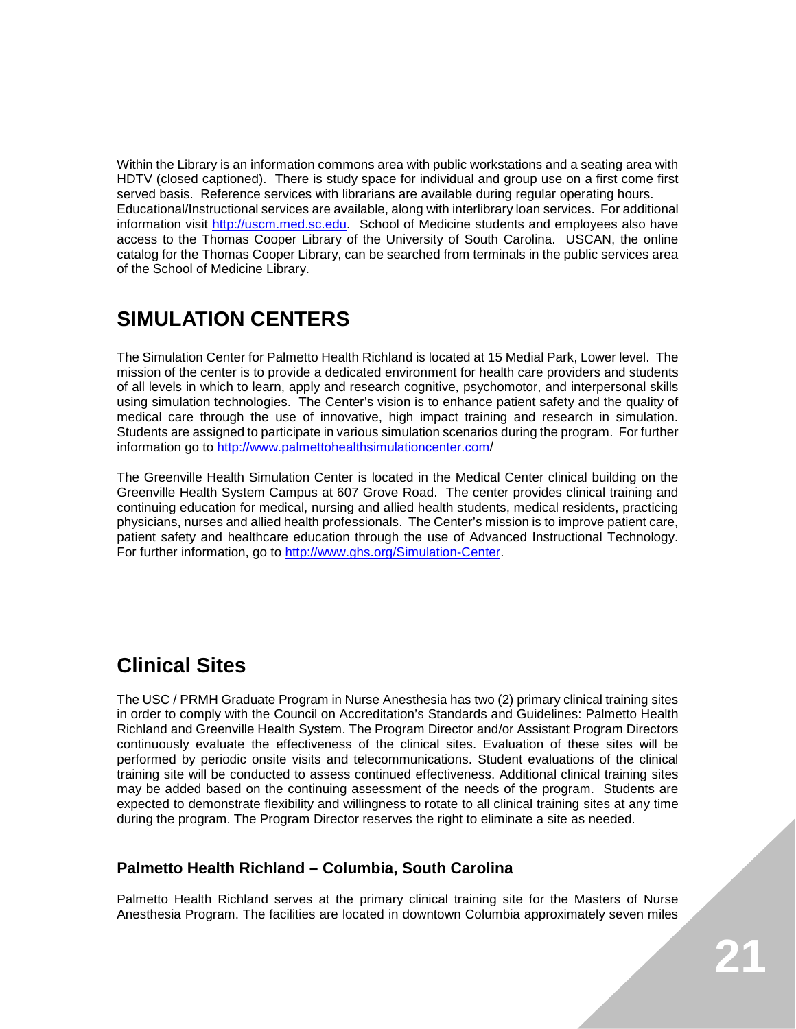Within the Library is an information commons area with public workstations and a seating area with HDTV (closed captioned). There is study space for individual and group use on a first come first served basis. Reference services with librarians are available during regular operating hours. Educational/Instructional services are available, along with interlibrary loan services. For additional information visit http://uscm.med.sc.edu. School of Medicine students and employees also have access to the Thomas Cooper Library of the University of South Carolina. USCAN, the online catalog for the Thomas Cooper Library, can be searched from terminals in the public services area of the School of Medicine Library.

## SIMULATION CENTERS

The Simulation Center for Palmetto Health Richland is located at 15 Medial Park, Lower level. The mission of the center is to provide a dedicated environment for health care providers and students of all levels in which to learn, apply and research cognitive, psychomotor, and interpersonal skills using simulation technologies. The Center's vision is to enhance patient safety and the quality of medical care through the use of innovative, high impact training and research in simulation. Students are assigned to participate in various simulation scenarios during the program. For further information go to http://www.palmettohealthsimulationcenter.com/

The Greenville Health Simulation Center is located in the Medical Center clinical building on the Greenville Health System Campus at 607 Grove Road. The center provides clinical training and continuing education for medical, nursing and allied health students, medical residents, practicing physicians, nurses and allied health professionals. The Center's mission is to improve patient care, patient safety and healthcare education through the use of Advanced Instructional Technology. For further information, go to http://www.ghs.org/Simulation-Center.

## Clinical Sites

The USC / PRMH Graduate Program in Nurse Anesthesia has two (2) primary clinical training sites in order to comply with the Council on Accreditation's Standards and Guidelines: Palmetto Health Richland and Greenville Health System. The Program Director and/or Assistant Program Directors continuously evaluate the effectiveness of the clinical sites. Evaluation of these sites will be performed by periodic onsite visits and telecommunications. Student evaluations of the clinical training site will be conducted to assess continued effectiveness. Additional clinical training sites may be added based on the continuing assessment of the needs of the program. Students are expected to demonstrate flexibility and willingness to rotate to all clinical training sites at any time during the program. The Program Director reserves the right to eliminate a site as needed.

### Palmetto Health Richland – Columbia, South Carolina

Palmetto Health Richland serves at the primary clinical training site for the Masters of Nurse Anesthesia Program. The facilities are located in downtown Columbia approximately seven miles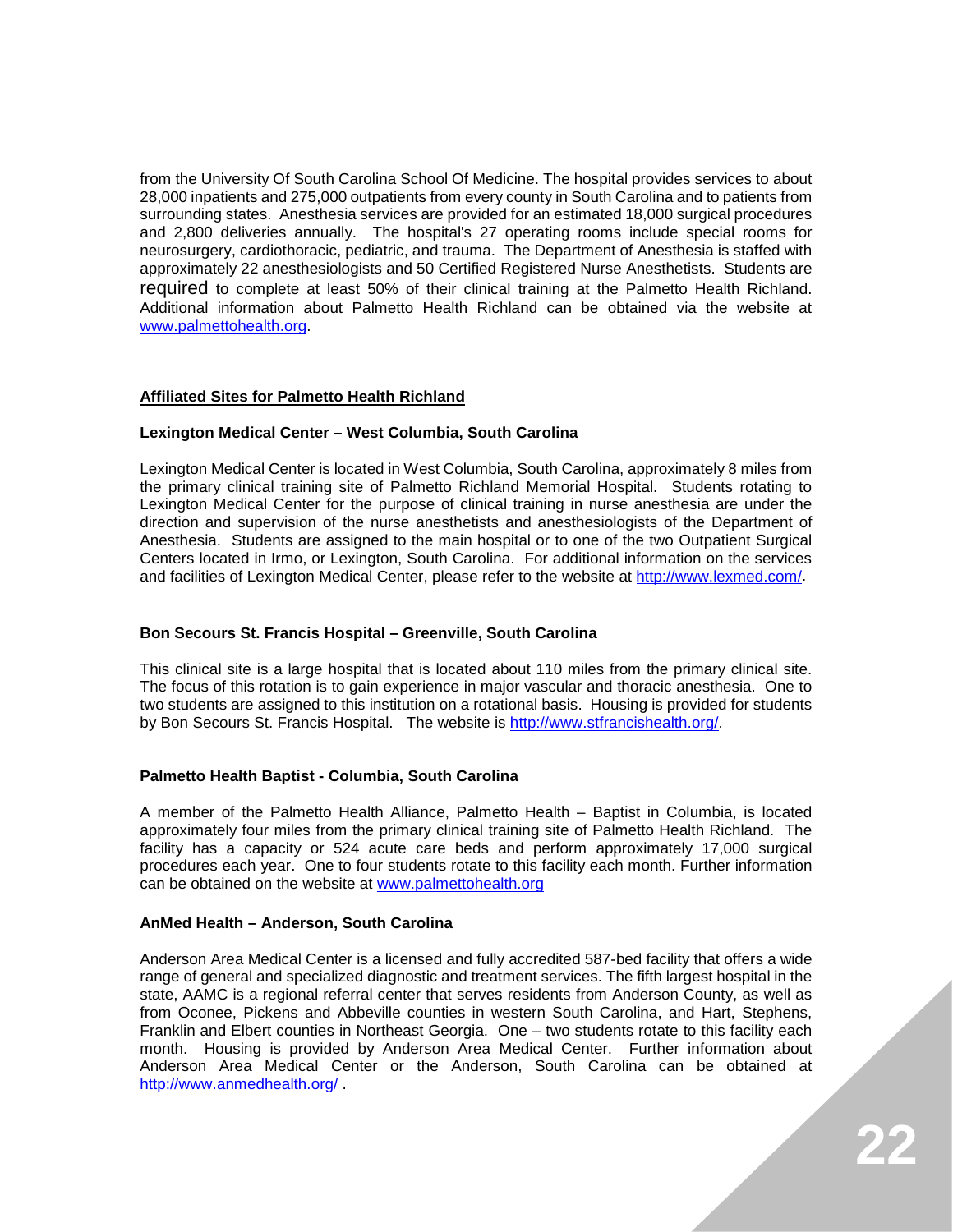from the University Of South Carolina School Of Medicine. The hospital provides services to about 28,000 inpatients and 275,000 outpatients from every county in South Carolina and to patients from surrounding states. Anesthesia services are provided for an estimated 18,000 surgical procedures and 2,800 deliveries annually. The hospital's 27 operating rooms include special rooms for neurosurgery, cardiothoracic, pediatric, and trauma. The Department of Anesthesia is staffed with approximately 22 anesthesiologists and 50 Certified Registered Nurse Anesthetists. Students are required to complete at least 50% of their clinical training at the Palmetto Health Richland. Additional information about Palmetto Health Richland can be obtained via the website at [www.palmettohealth.org](http://www.palmettohealth.org).

## Affiliated Sites for Palmetto Health Richland

### Lexington Medical Center – West Columbia, South Carolina

Lexington Medical Center is located in West Columbia, South Carolina, approximately 8 miles from the primary clinical training site of Palmetto Richland Memorial Hospital. Students rotating to Lexington Medical Center for the purpose of clinical training in nurse anesthesia are under the direction and supervision of the nurse anesthetists and anesthesiologists of the Department of Anesthesia. Students are assigned to the main hospital or to one of the two Outpatient Surgical Centers located in Irmo, or Lexington, South Carolina. For additional information on the services and facilities of Lexington Medical Center, please refer to the website at [http://www.lexmed.com/](http://www.lexmed.com/).

### Bon Secours St. Francis Hospital – Greenville, South Carolina

This clinical site is a large hospital that is located about 110 miles from the primary clinical site. The focus of this rotation is to gain experience in major vascular and thoracic anesthesia. One to two students are assigned to this institution on a rotational basis. Housing is provided for students by Bon Secours St. Francis Hospital. The website is [http://www.stfrancishealth.org/](http://www.stfrancishealth.org/).

### Palmetto Health Baptist - Columbia, South Carolina

A member of the Palmetto Health Alliance, Palmetto Health – Baptist in Columbia, is located approximately four miles from the primary clinical training site of Palmetto Health Richland. The facility has a capacity or 524 acute care beds and perform approximately 17,000 surgical procedures each year. One to four students rotate to this facility each month. Further information can be obtained on the website at [www.palmettohealth.org](http://www.palmettohealth.org)

### AnMed Health – Anderson, South Carolina

Anderson Area Medical Center is a licensed and fully accredited 587-bed facility that offers a wide range of general and specialized diagnostic and treatment services. The fifth largest hospital in the state, AAMC is a regional referral center that serves residents from Anderson County, as well as from Oconee, Pickens and Abbeville counties in western South Carolina, and Hart, Stephens, Franklin and Elbert counties in Northeast Georgia. One – two students rotate to this facility each month. Housing is provided by Anderson Area Medical Center. Further information about Anderson Area Medical Center or the Anderson, South Carolina can be obtained at [http://www.anmedhealth.org/](http://www.anmedhealth.org/) .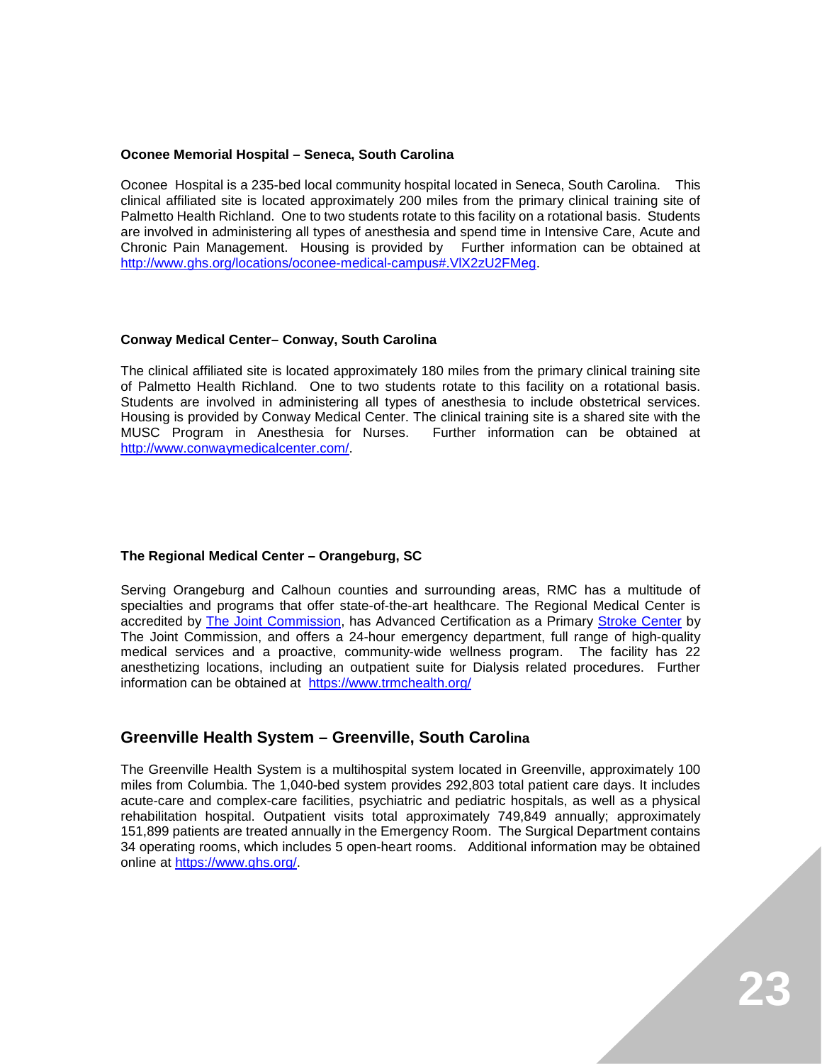**Oconee Memorial Hospital – Seneca, South Carolina**

Oconee Hospital is a 235-bed local community hospital located in Seneca, South Carolina. This clinical affiliated site is located approximately 200 miles from the primary clinical training site of Palmetto Health Richland. One to two students rotate to this facility on a rotational basis. Students are involved in administering all types of anesthesia and spend time in Intensive Care, Acute and Chronic Pain Management. Housing is provided by Further information can be obtained at http://www.ghs.org/locations/oconee-medical-campus#.VlX2zU2FMeg.

**Conway Medical Center– Conway, South Carolina**

The clinical affiliated site is located approximately 180 miles from the primary clinical training site of Palmetto Health Richland. One to two students rotate to this facility on a rotational basis. Students are involved in administering all types of anesthesia to include obstetrical services. Housing is provided by Conway Medical Center. The clinical training site is a shared site with the MUSC Program in Anesthesia for Nurses. Further information can be obtained at http://www.conwaymedicalcenter.com/.

**The Regional Medical Center – Orangeburg, SC**

Serving Orangeburg and Calhoun counties and surrounding areas, RMC has a multitude of specialties and programs that offer state-of-the-art healthcare. The Regional Medical Center is accredited by The Joint Commission, has Advanced Certification as a Primary Stroke Center by The Joint Commission, and offers a 24-hour emergency department, full range of high-quality medical services and a proactive, community-wide wellness program. The facility has 22 anesthetizing locations, including an outpatient suite for Dialysis related procedures. Further information can be obtained at https://www.trmchealth.org/

## Greenville Health System – Greenville, South Carolina

The Greenville Health System is a multihospital system located in Greenville, approximately 100 miles from Columbia. The 1,040-bed system provides 292,803 total patient care days. It includes acute-care and complex-care facilities, psychiatric and pediatric hospitals, as well as a physical rehabilitation hospital. Outpatient visits total approximately 749,849 annually; approximately 151,899 patients are treated annually in the Emergency Room. The Surgical Department contains 34 operating rooms, which includes 5 open-heart rooms. Additional information may be obtained online at https://www.ghs.org/.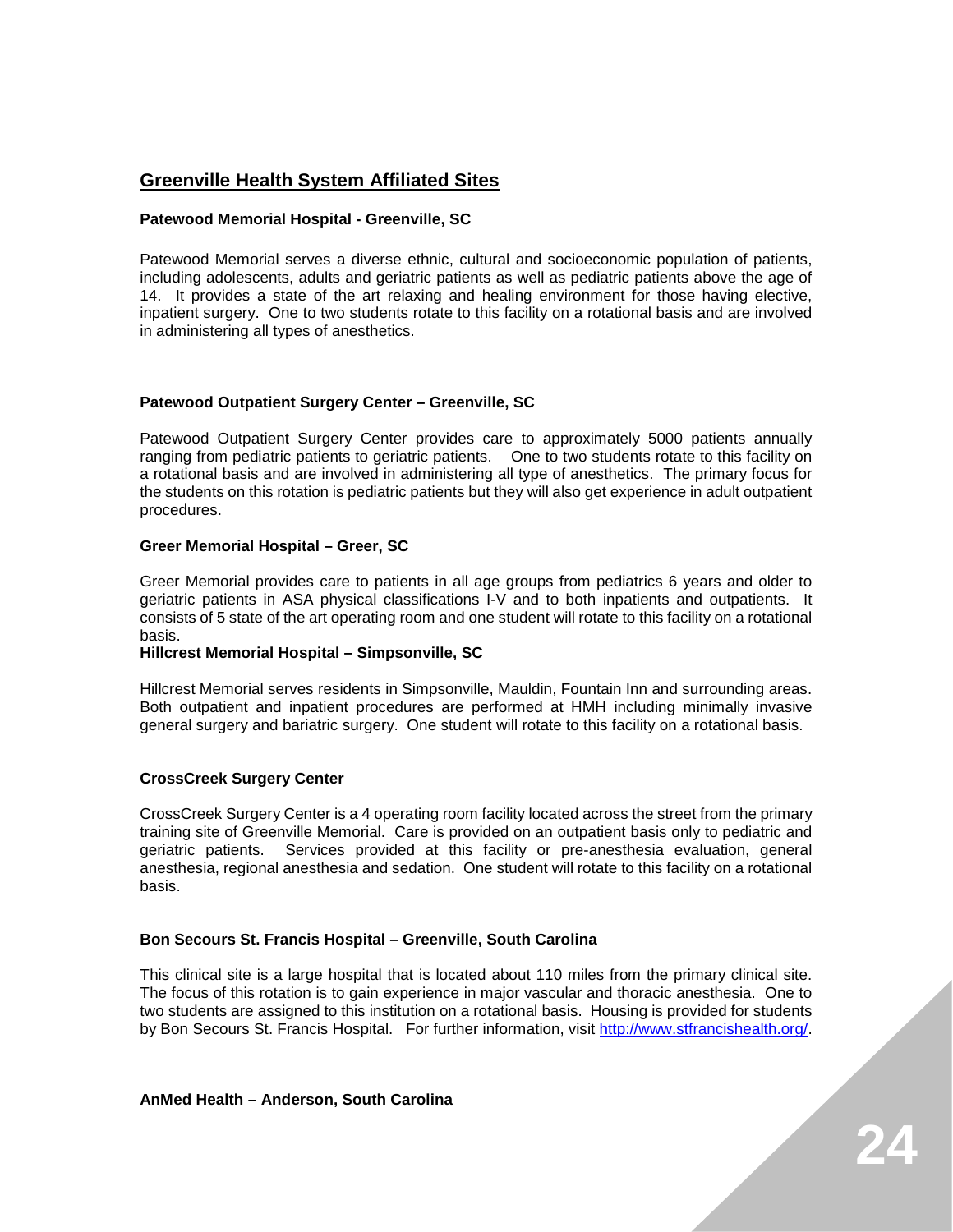## Greenville Health System Affiliated Sites

**Patewood Memorial Hospital - Greenville, SC**

Patewood Memorial serves a diverse ethnic, cultural and socioeconomic population of patients, including adolescents, adults and geriatric patients as well as pediatric patients above the age of 14. It provides a state of the art relaxing and healing environment for those having elective, inpatient surgery. One to two students rotate to this facility on a rotational basis and are involved in administering all types of anesthetics.

**Patewood Outpatient Surgery Center – Greenville, SC**

Patewood Outpatient Surgery Center provides care to approximately 5000 patients annually ranging from pediatric patients to geriatric patients. One to two students rotate to this facility on a rotational basis and are involved in administering all type of anesthetics. The primary focus for the students on this rotation is pediatric patients but they will also get experience in adult outpatient procedures.

**Greer Memorial Hospital – Greer, SC**

Greer Memorial provides care to patients in all age groups from pediatrics 6 years and older to geriatric patients in ASA physical classifications I-V and to both inpatients and outpatients. It consists of 5 state of the art operating room and one student will rotate to this facility on a rotational basis.

**Hillcrest Memorial Hospital – Simpsonville, SC**

Hillcrest Memorial serves residents in Simpsonville, Mauldin, Fountain Inn and surrounding areas. Both outpatient and inpatient procedures are performed at HMH including minimally invasive general surgery and bariatric surgery. One student will rotate to this facility on a rotational basis.

**CrossCreek Surgery Center**

CrossCreek Surgery Center is a 4 operating room facility located across the street from the primary training site of Greenville Memorial. Care is provided on an outpatient basis only to pediatric and geriatric patients. Services provided at this facility or pre-anesthesia evaluation, general anesthesia, regional anesthesia and sedation. One student will rotate to this facility on a rotational basis.

**Bon Secours St. Francis Hospital – Greenville, South Carolina**

This clinical site is a large hospital that is located about 110 miles from the primary clinical site. The focus of this rotation is to gain experience in major vascular and thoracic anesthesia. One to two students are assigned to this institution on a rotational basis. Housing is provided for students by Bon Secours St. Francis Hospital. For further information, visit http://www.stfrancishealth.org/.

**AnMed Health – Anderson, South Carolina**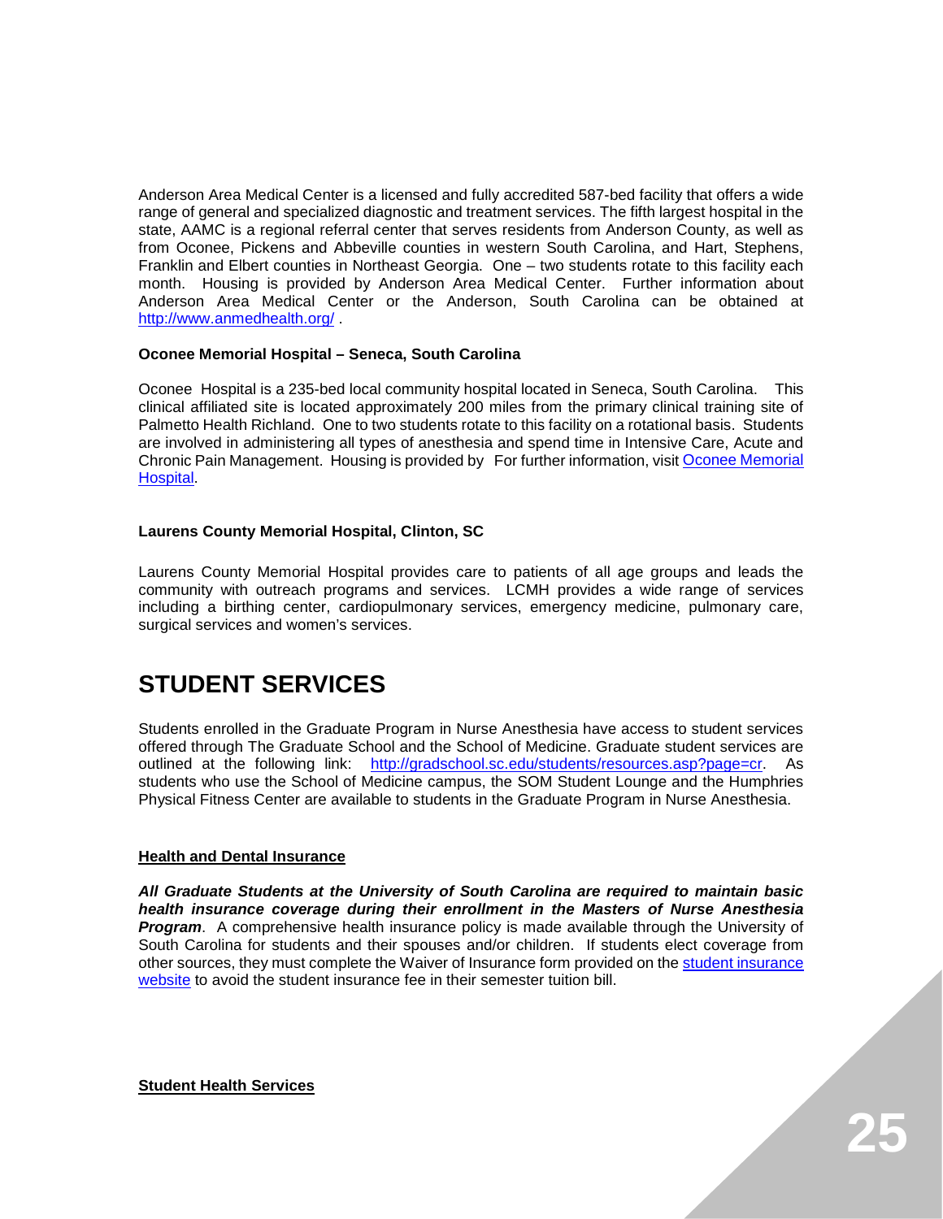Anderson Area Medical Center is a licensed and fully accredited 587-bed facility that offers a wide range of general and specialized diagnostic and treatment services. The fifth largest hospital in the state, AAMC is a regional referral center that serves residents from Anderson County, as well as from Oconee, Pickens and Abbeville counties in western South Carolina, and Hart, Stephens, Franklin and Elbert counties in Northeast Georgia. One – two students rotate to this facility each month. Housing is provided by Anderson Area Medical Center. Further information about Anderson Area Medical Center or the Anderson, South Carolina can be obtained at [http://www.anmedhealth.org/](http://www.anmedhealth.org/) .

**Oconee Memorial Hospital – Seneca, South Carolina**

Oconee Hospital is a 235-bed local community hospital located in Seneca, South Carolina. This clinical affiliated site is located approximately 200 miles from the primary clinical training site of Palmetto Health Richland. One to two students rotate to this facility on a rotational basis. Students are involved in administering all types of anesthesia and spend time in Intensive Care, Acute and Chronic Pain Management. Housing is provided by For further information, visit Oconee Memorial Hospital.

**Laurens County Memorial Hospital, Clinton, SC**

Laurens County Memorial Hospital provides care to patients of all age groups and leads the community with outreach programs and services. LCMH provides a wide range of services including a birthing center, cardiopulmonary services, emergency medicine, pulmonary care, surgical services and women's services.

# STUDENT SERVICES

Students enrolled in the Graduate Program in Nurse Anesthesia have access to student services offered through The Graduate School and the School of Medicine. Graduate student services are outlined at the following link: [http://gradschool.sc.edu/students/resources.asp?page=cr](http://gradschool.sc.edu/students/resources.asp?page=cr). As students who use the School of Medicine campus, the SOM Student Lounge and the Humphries Physical Fitness Center are available to students in the Graduate Program in Nurse Anesthesia.

**Health and Dental Insurance**

***All Graduate Students at the University of South Carolina are required to maintain basic health insurance coverage during their enrollment in the Masters of Nurse Anesthesia Program***. A comprehensive health insurance policy is made available through the University of South Carolina for students and their spouses and/or children. If students elect coverage from other sources, they must complete the Waiver of Insurance form provided on the student insurance website to avoid the student insurance fee in their semester tuition bill.

**Student Health Services**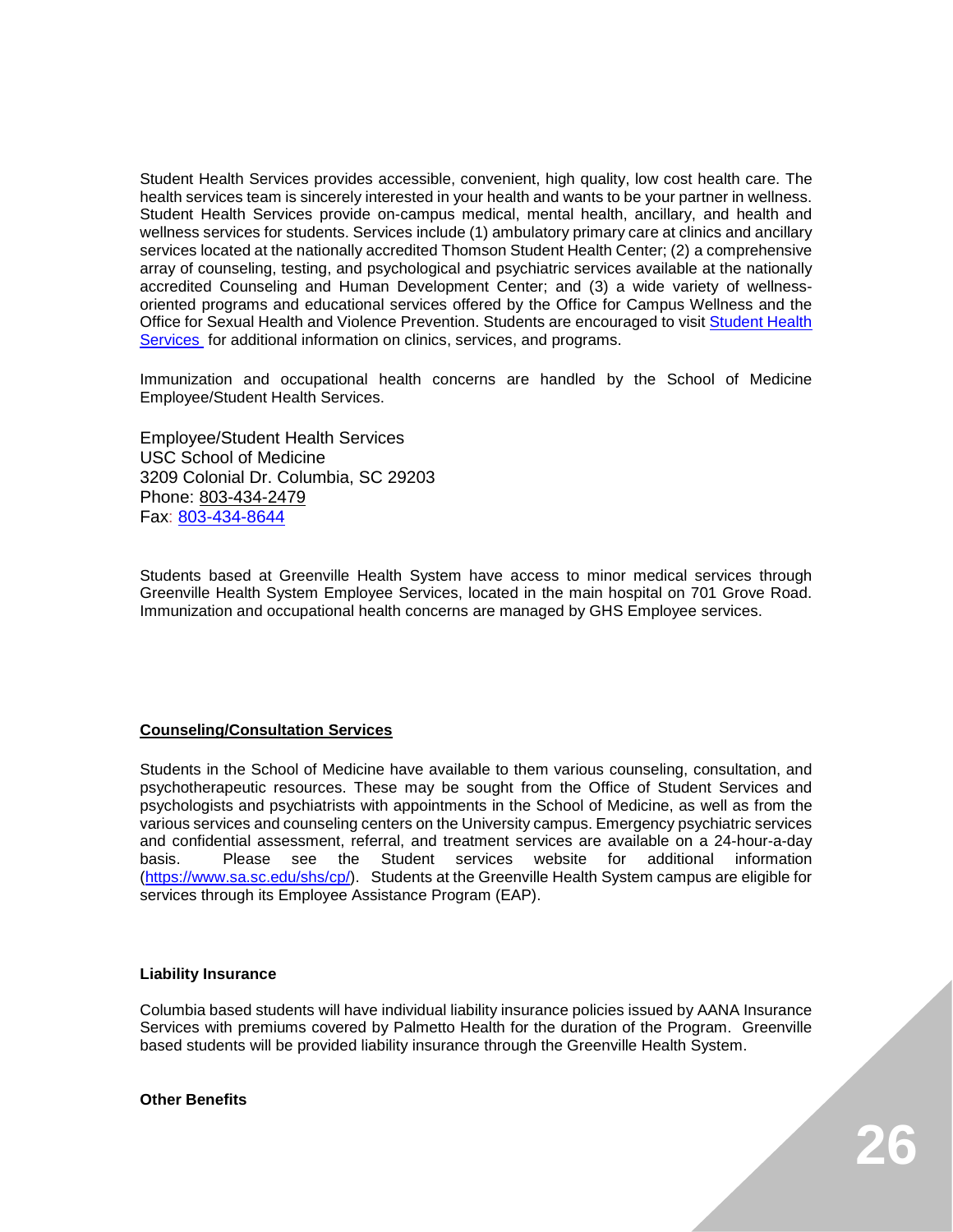Student Health Services provides accessible, convenient, high quality, low cost health care. The health services team is sincerely interested in your health and wants to be your partner in wellness. Student Health Services provide on-campus medical, mental health, ancillary, and health and wellness services for students. Services include (1) ambulatory primary care at clinics and ancillary services located at the nationally accredited Thomson Student Health Center; (2) a comprehensive array of counseling, testing, and psychological and psychiatric services available at the nationally accredited Counseling and Human Development Center; and (3) a wide variety of wellness-oriented programs and educational services offered by the Office for Campus Wellness and the Office for Sexual Health and Violence Prevention. Students are encouraged to visit Student Health Services for additional information on clinics, services, and programs.

Immunization and occupational health concerns are handled by the School of Medicine Employee/Student Health Services.

Employee/Student Health Services
USC School of Medicine
3209 Colonial Dr. Columbia, SC 29203
Phone: 803-434-2479
Fax: 803-434-8644

Students based at Greenville Health System have access to minor medical services through Greenville Health System Employee Services, located in the main hospital on 701 Grove Road. Immunization and occupational health concerns are managed by GHS Employee services.

**Counseling/Consultation Services**

Students in the School of Medicine have available to them various counseling, consultation, and psychotherapeutic resources. These may be sought from the Office of Student Services and psychologists and psychiatrists with appointments in the School of Medicine, as well as from the various services and counseling centers on the University campus. Emergency psychiatric services and confidential assessment, referral, and treatment services are available on a 24-hour-a-day basis. Please see the Student services website for additional information (https://www.sa.sc.edu/shs/cp/). Students at the Greenville Health System campus are eligible for services through its Employee Assistance Program (EAP).

**Liability Insurance**

Columbia based students will have individual liability insurance policies issued by AANA Insurance Services with premiums covered by Palmetto Health for the duration of the Program. Greenville based students will be provided liability insurance through the Greenville Health System.

**Other Benefits**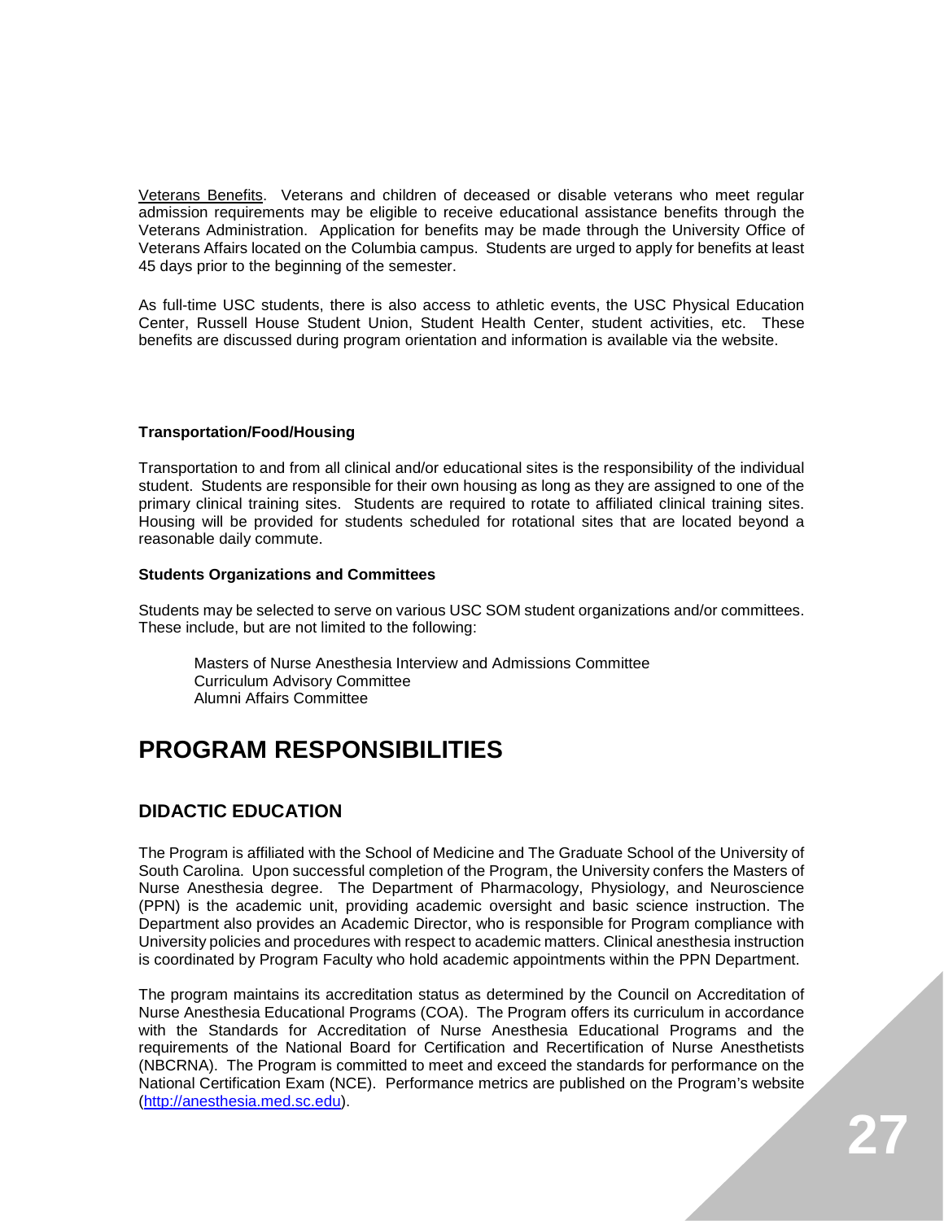Veterans Benefits. Veterans and children of deceased or disable veterans who meet regular admission requirements may be eligible to receive educational assistance benefits through the Veterans Administration. Application for benefits may be made through the University Office of Veterans Affairs located on the Columbia campus. Students are urged to apply for benefits at least 45 days prior to the beginning of the semester.

As full-time USC students, there is also access to athletic events, the USC Physical Education Center, Russell House Student Union, Student Health Center, student activities, etc. These benefits are discussed during program orientation and information is available via the website.

**Transportation/Food/Housing**

Transportation to and from all clinical and/or educational sites is the responsibility of the individual student. Students are responsible for their own housing as long as they are assigned to one of the primary clinical training sites. Students are required to rotate to affiliated clinical training sites. Housing will be provided for students scheduled for rotational sites that are located beyond a reasonable daily commute.

**Students Organizations and Committees**

Students may be selected to serve on various USC SOM student organizations and/or committees. These include, but are not limited to the following:

Masters of Nurse Anesthesia Interview and Admissions Committee
Curriculum Advisory Committee
Alumni Affairs Committee

# PROGRAM RESPONSIBILITIES

## DIDACTIC EDUCATION

The Program is affiliated with the School of Medicine and The Graduate School of the University of South Carolina. Upon successful completion of the Program, the University confers the Masters of Nurse Anesthesia degree. The Department of Pharmacology, Physiology, and Neuroscience (PPN) is the academic unit, providing academic oversight and basic science instruction. The Department also provides an Academic Director, who is responsible for Program compliance with University policies and procedures with respect to academic matters. Clinical anesthesia instruction is coordinated by Program Faculty who hold academic appointments within the PPN Department.

The program maintains its accreditation status as determined by the Council on Accreditation of Nurse Anesthesia Educational Programs (COA). The Program offers its curriculum in accordance with the Standards for Accreditation of Nurse Anesthesia Educational Programs and the requirements of the National Board for Certification and Recertification of Nurse Anesthetists (NBCRNA). The Program is committed to meet and exceed the standards for performance on the National Certification Exam (NCE). Performance metrics are published on the Program's website (http://anesthesia.med.sc.edu).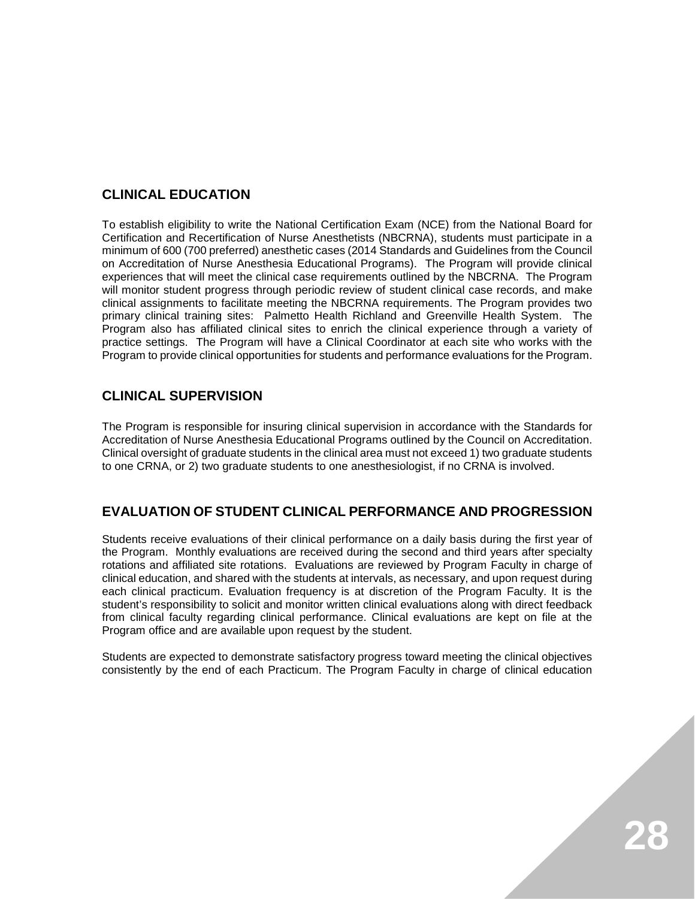## CLINICAL EDUCATION

To establish eligibility to write the National Certification Exam (NCE) from the National Board for Certification and Recertification of Nurse Anesthetists (NBCRNA), students must participate in a minimum of 600 (700 preferred) anesthetic cases (2014 Standards and Guidelines from the Council on Accreditation of Nurse Anesthesia Educational Programs). The Program will provide clinical experiences that will meet the clinical case requirements outlined by the NBCRNA. The Program will monitor student progress through periodic review of student clinical case records, and make clinical assignments to facilitate meeting the NBCRNA requirements. The Program provides two primary clinical training sites: Palmetto Health Richland and Greenville Health System. The Program also has affiliated clinical sites to enrich the clinical experience through a variety of practice settings. The Program will have a Clinical Coordinator at each site who works with the Program to provide clinical opportunities for students and performance evaluations for the Program.

## CLINICAL SUPERVISION

The Program is responsible for insuring clinical supervision in accordance with the Standards for Accreditation of Nurse Anesthesia Educational Programs outlined by the Council on Accreditation. Clinical oversight of graduate students in the clinical area must not exceed 1) two graduate students to one CRNA, or 2) two graduate students to one anesthesiologist, if no CRNA is involved.

## EVALUATION OF STUDENT CLINICAL PERFORMANCE AND PROGRESSION

Students receive evaluations of their clinical performance on a daily basis during the first year of the Program. Monthly evaluations are received during the second and third years after specialty rotations and affiliated site rotations. Evaluations are reviewed by Program Faculty in charge of clinical education, and shared with the students at intervals, as necessary, and upon request during each clinical practicum. Evaluation frequency is at discretion of the Program Faculty. It is the student's responsibility to solicit and monitor written clinical evaluations along with direct feedback from clinical faculty regarding clinical performance. Clinical evaluations are kept on file at the Program office and are available upon request by the student.

Students are expected to demonstrate satisfactory progress toward meeting the clinical objectives consistently by the end of each Practicum. The Program Faculty in charge of clinical education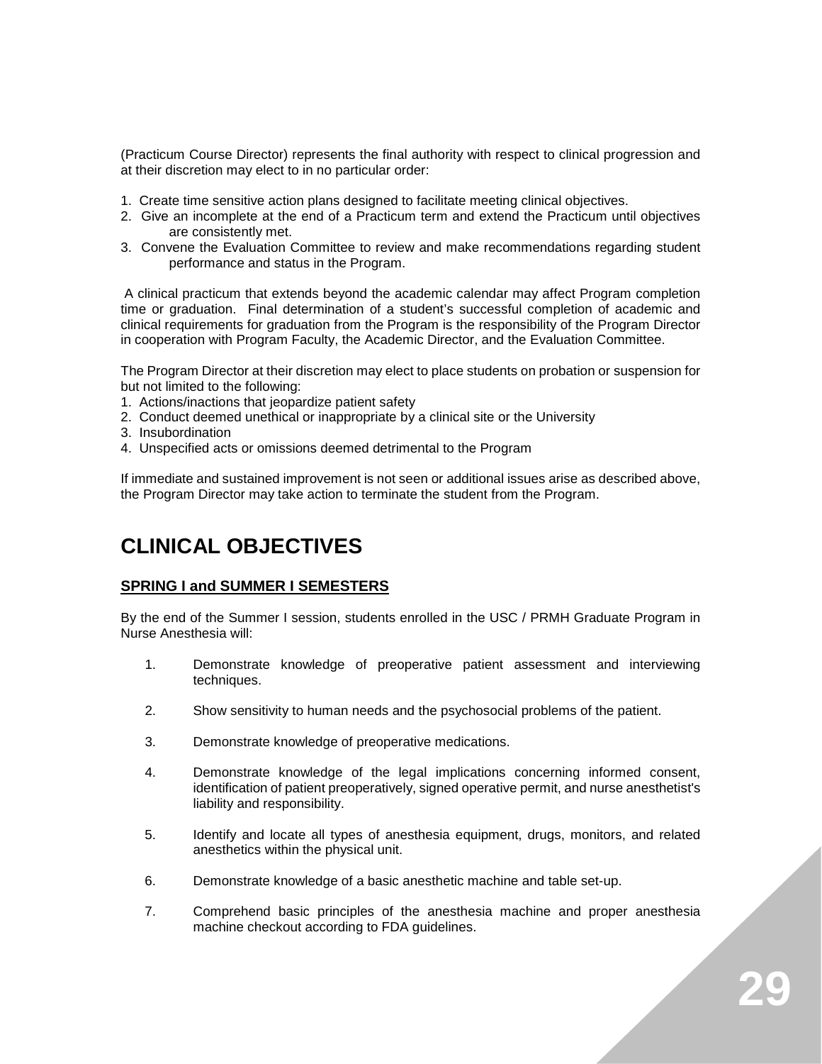(Practicum Course Director) represents the final authority with respect to clinical progression and at their discretion may elect to in no particular order:

1. Create time sensitive action plans designed to facilitate meeting clinical objectives.
2. Give an incomplete at the end of a Practicum term and extend the Practicum until objectives are consistently met.
3. Convene the Evaluation Committee to review and make recommendations regarding student performance and status in the Program.

A clinical practicum that extends beyond the academic calendar may affect Program completion time or graduation. Final determination of a student's successful completion of academic and clinical requirements for graduation from the Program is the responsibility of the Program Director in cooperation with Program Faculty, the Academic Director, and the Evaluation Committee.

The Program Director at their discretion may elect to place students on probation or suspension for but not limited to the following:

1. Actions/inactions that jeopardize patient safety
2. Conduct deemed unethical or inappropriate by a clinical site or the University
3. Insubordination
4. Unspecified acts or omissions deemed detrimental to the Program

If immediate and sustained improvement is not seen or additional issues arise as described above, the Program Director may take action to terminate the student from the Program.

# CLINICAL OBJECTIVES

## SPRING I and SUMMER I SEMESTERS

By the end of the Summer I session, students enrolled in the USC / PRMH Graduate Program in Nurse Anesthesia will:

1. Demonstrate knowledge of preoperative patient assessment and interviewing techniques.
2. Show sensitivity to human needs and the psychosocial problems of the patient.
3. Demonstrate knowledge of preoperative medications.
4. Demonstrate knowledge of the legal implications concerning informed consent, identification of patient preoperatively, signed operative permit, and nurse anesthetist's liability and responsibility.
5. Identify and locate all types of anesthesia equipment, drugs, monitors, and related anesthetics within the physical unit.
6. Demonstrate knowledge of a basic anesthetic machine and table set-up.
7. Comprehend basic principles of the anesthesia machine and proper anesthesia machine checkout according to FDA guidelines.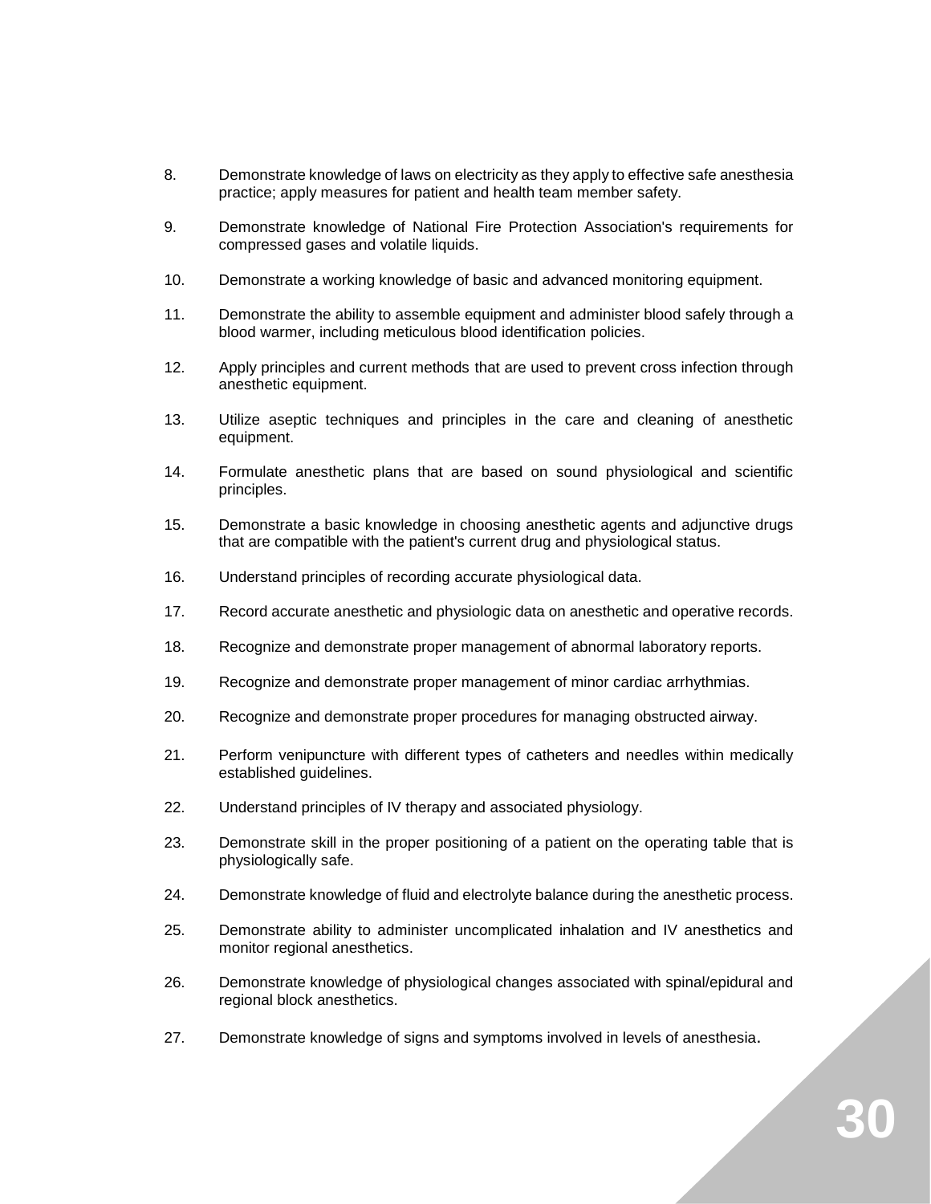8. Demonstrate knowledge of laws on electricity as they apply to effective safe anesthesia practice; apply measures for patient and health team member safety.

9. Demonstrate knowledge of National Fire Protection Association's requirements for compressed gases and volatile liquids.

10. Demonstrate a working knowledge of basic and advanced monitoring equipment.

11. Demonstrate the ability to assemble equipment and administer blood safely through a blood warmer, including meticulous blood identification policies.

12. Apply principles and current methods that are used to prevent cross infection through anesthetic equipment.

13. Utilize aseptic techniques and principles in the care and cleaning of anesthetic equipment.

14. Formulate anesthetic plans that are based on sound physiological and scientific principles.

15. Demonstrate a basic knowledge in choosing anesthetic agents and adjunctive drugs that are compatible with the patient's current drug and physiological status.

16. Understand principles of recording accurate physiological data.

17. Record accurate anesthetic and physiologic data on anesthetic and operative records.

18. Recognize and demonstrate proper management of abnormal laboratory reports.

19. Recognize and demonstrate proper management of minor cardiac arrhythmias.

20. Recognize and demonstrate proper procedures for managing obstructed airway.

21. Perform venipuncture with different types of catheters and needles within medically established guidelines.

22. Understand principles of IV therapy and associated physiology.

23. Demonstrate skill in the proper positioning of a patient on the operating table that is physiologically safe.

24. Demonstrate knowledge of fluid and electrolyte balance during the anesthetic process.

25. Demonstrate ability to administer uncomplicated inhalation and IV anesthetics and monitor regional anesthetics.

26. Demonstrate knowledge of physiological changes associated with spinal/epidural and regional block anesthetics.

27. Demonstrate knowledge of signs and symptoms involved in levels of anesthesia.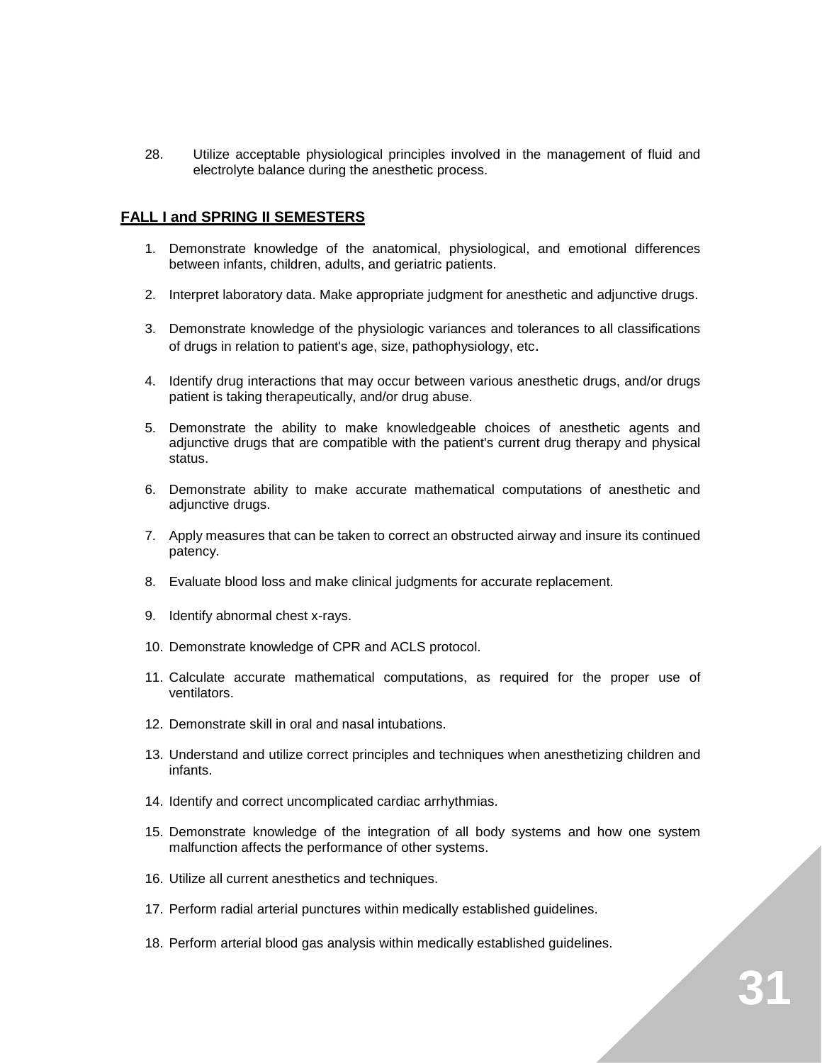28. Utilize acceptable physiological principles involved in the management of fluid and electrolyte balance during the anesthetic process.

## FALL I and SPRING II SEMESTERS

1. Demonstrate knowledge of the anatomical, physiological, and emotional differences between infants, children, adults, and geriatric patients.
2. Interpret laboratory data. Make appropriate judgment for anesthetic and adjunctive drugs.
3. Demonstrate knowledge of the physiologic variances and tolerances to all classifications of drugs in relation to patient's age, size, pathophysiology, etc.
4. Identify drug interactions that may occur between various anesthetic drugs, and/or drugs patient is taking therapeutically, and/or drug abuse.
5. Demonstrate the ability to make knowledgeable choices of anesthetic agents and adjunctive drugs that are compatible with the patient's current drug therapy and physical status.
6. Demonstrate ability to make accurate mathematical computations of anesthetic and adjunctive drugs.
7. Apply measures that can be taken to correct an obstructed airway and insure its continued patency.
8. Evaluate blood loss and make clinical judgments for accurate replacement.
9. Identify abnormal chest x-rays.
10. Demonstrate knowledge of CPR and ACLS protocol.
11. Calculate accurate mathematical computations, as required for the proper use of ventilators.
12. Demonstrate skill in oral and nasal intubations.
13. Understand and utilize correct principles and techniques when anesthetizing children and infants.
14. Identify and correct uncomplicated cardiac arrhythmias.
15. Demonstrate knowledge of the integration of all body systems and how one system malfunction affects the performance of other systems.
16. Utilize all current anesthetics and techniques.
17. Perform radial arterial punctures within medically established guidelines.
18. Perform arterial blood gas analysis within medically established guidelines.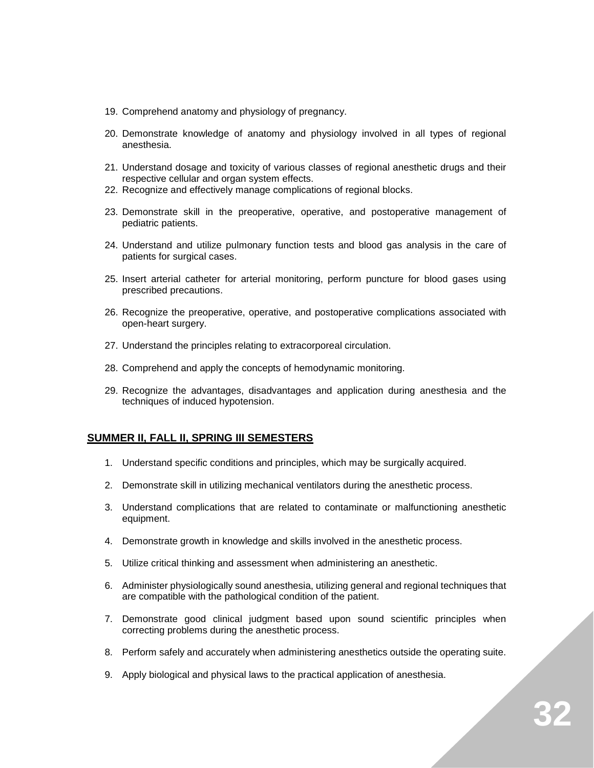19. Comprehend anatomy and physiology of pregnancy.

20. Demonstrate knowledge of anatomy and physiology involved in all types of regional anesthesia.

21. Understand dosage and toxicity of various classes of regional anesthetic drugs and their respective cellular and organ system effects.
22. Recognize and effectively manage complications of regional blocks.

23. Demonstrate skill in the preoperative, operative, and postoperative management of pediatric patients.

24. Understand and utilize pulmonary function tests and blood gas analysis in the care of patients for surgical cases.

25. Insert arterial catheter for arterial monitoring, perform puncture for blood gases using prescribed precautions.

26. Recognize the preoperative, operative, and postoperative complications associated with open-heart surgery.

27. Understand the principles relating to extracorporeal circulation.

28. Comprehend and apply the concepts of hemodynamic monitoring.

29. Recognize the advantages, disadvantages and application during anesthesia and the techniques of induced hypotension.

**SUMMER II, FALL II, SPRING III SEMESTERS**

1. Understand specific conditions and principles, which may be surgically acquired.

2. Demonstrate skill in utilizing mechanical ventilators during the anesthetic process.

3. Understand complications that are related to contaminate or malfunctioning anesthetic equipment.

4. Demonstrate growth in knowledge and skills involved in the anesthetic process.

5. Utilize critical thinking and assessment when administering an anesthetic.

6. Administer physiologically sound anesthesia, utilizing general and regional techniques that are compatible with the pathological condition of the patient.

7. Demonstrate good clinical judgment based upon sound scientific principles when correcting problems during the anesthetic process.

8. Perform safely and accurately when administering anesthetics outside the operating suite.

9. Apply biological and physical laws to the practical application of anesthesia.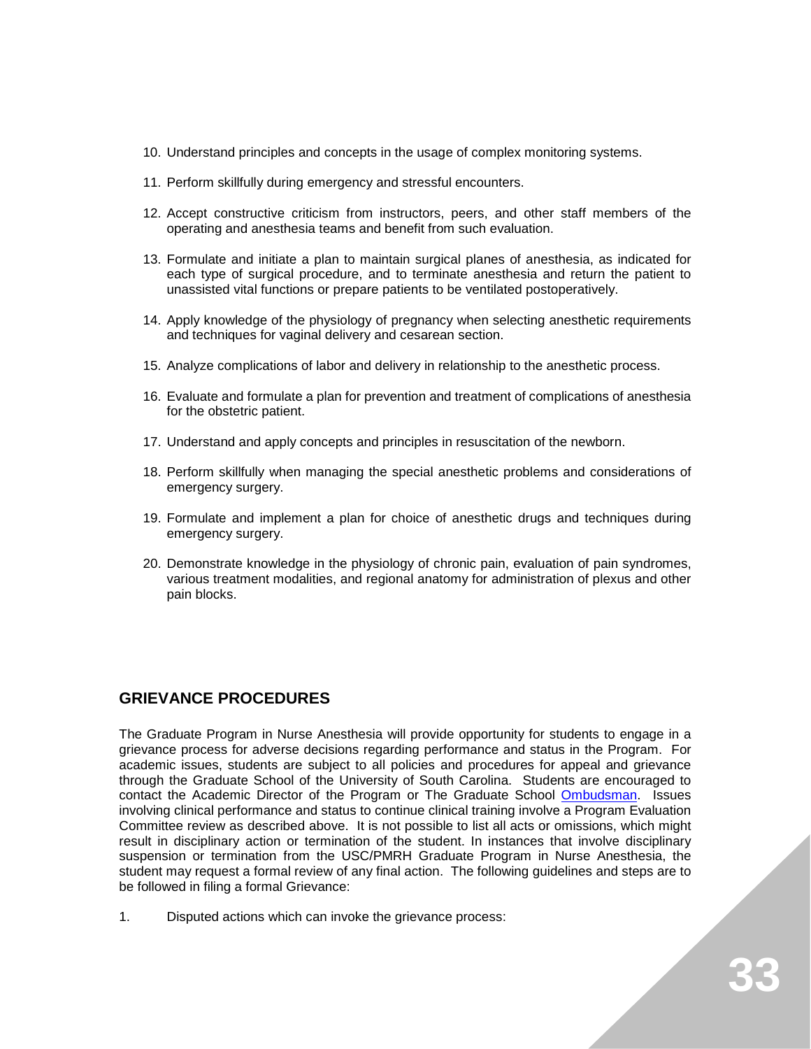10. Understand principles and concepts in the usage of complex monitoring systems.

11. Perform skillfully during emergency and stressful encounters.

12. Accept constructive criticism from instructors, peers, and other staff members of the operating and anesthesia teams and benefit from such evaluation.

13. Formulate and initiate a plan to maintain surgical planes of anesthesia, as indicated for each type of surgical procedure, and to terminate anesthesia and return the patient to unassisted vital functions or prepare patients to be ventilated postoperatively.

14. Apply knowledge of the physiology of pregnancy when selecting anesthetic requirements and techniques for vaginal delivery and cesarean section.

15. Analyze complications of labor and delivery in relationship to the anesthetic process.

16. Evaluate and formulate a plan for prevention and treatment of complications of anesthesia for the obstetric patient.

17. Understand and apply concepts and principles in resuscitation of the newborn.

18. Perform skillfully when managing the special anesthetic problems and considerations of emergency surgery.

19. Formulate and implement a plan for choice of anesthetic drugs and techniques during emergency surgery.

20. Demonstrate knowledge in the physiology of chronic pain, evaluation of pain syndromes, various treatment modalities, and regional anatomy for administration of plexus and other pain blocks.

## GRIEVANCE PROCEDURES

The Graduate Program in Nurse Anesthesia will provide opportunity for students to engage in a grievance process for adverse decisions regarding performance and status in the Program. For academic issues, students are subject to all policies and procedures for appeal and grievance through the Graduate School of the University of South Carolina. Students are encouraged to contact the Academic Director of the Program or The Graduate School Ombudsman. Issues involving clinical performance and status to continue clinical training involve a Program Evaluation Committee review as described above. It is not possible to list all acts or omissions, which might result in disciplinary action or termination of the student. In instances that involve disciplinary suspension or termination from the USC/PMRH Graduate Program in Nurse Anesthesia, the student may request a formal review of any final action. The following guidelines and steps are to be followed in filing a formal Grievance:

1. Disputed actions which can invoke the grievance process: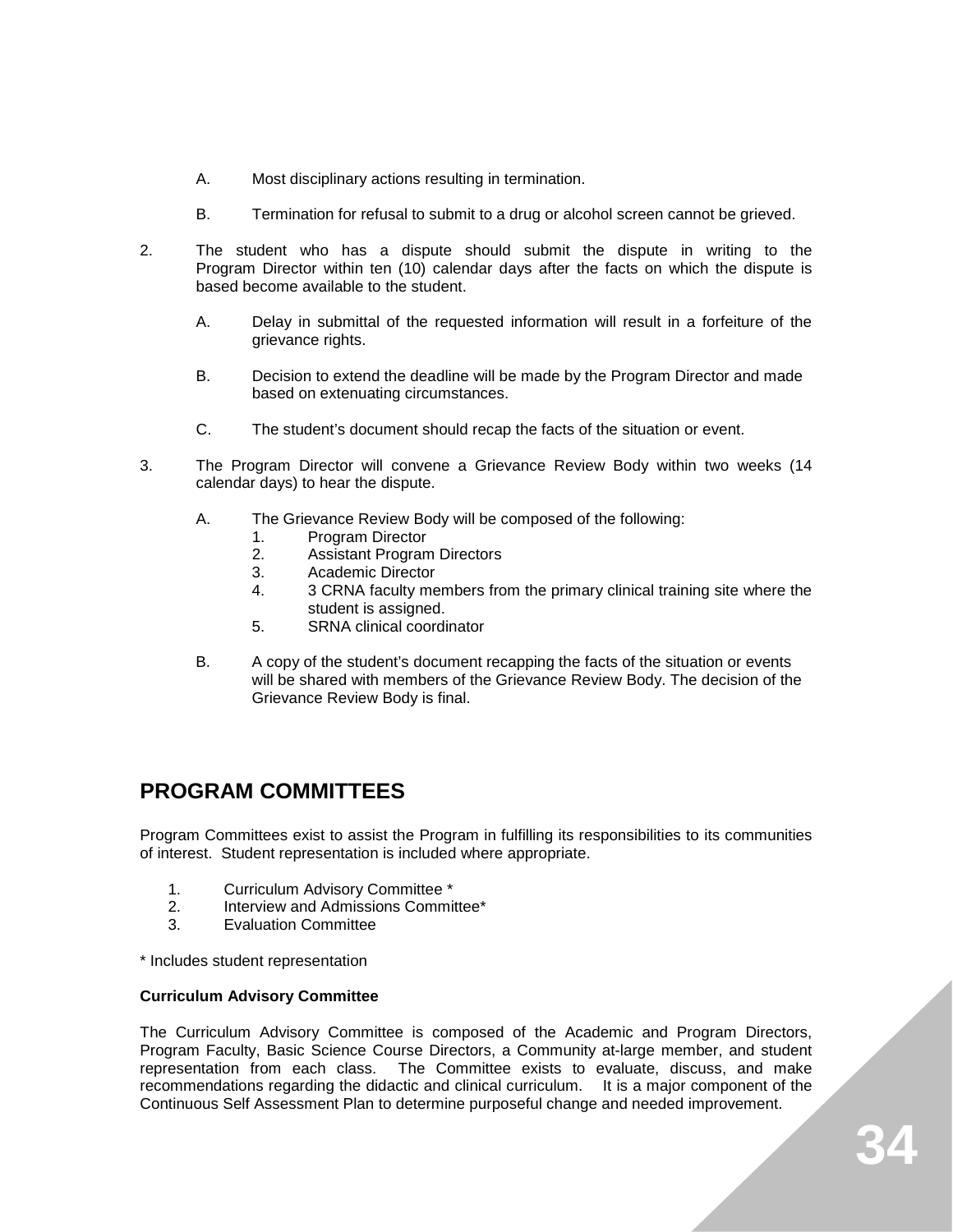A. Most disciplinary actions resulting in termination.

   B. Termination for refusal to submit to a drug or alcohol screen cannot be grieved.

2. The student who has a dispute should submit the dispute in writing to the Program Director within ten (10) calendar days after the facts on which the dispute is based become available to the student.

   A. Delay in submittal of the requested information will result in a forfeiture of the grievance rights.

   B. Decision to extend the deadline will be made by the Program Director and made based on extenuating circumstances.

   C. The student's document should recap the facts of the situation or event.

3. The Program Director will convene a Grievance Review Body within two weeks (14 calendar days) to hear the dispute.

   A. The Grievance Review Body will be composed of the following:
      1. Program Director
      2. Assistant Program Directors
      3. Academic Director
      4. 3 CRNA faculty members from the primary clinical training site where the student is assigned.
      5. SRNA clinical coordinator

   B. A copy of the student's document recapping the facts of the situation or events will be shared with members of the Grievance Review Body. The decision of the Grievance Review Body is final.

## PROGRAM COMMITTEES

Program Committees exist to assist the Program in fulfilling its responsibilities to its communities of interest. Student representation is included where appropriate.

1. Curriculum Advisory Committee *
2. Interview and Admissions Committee*
3. Evaluation Committee

* Includes student representation

**Curriculum Advisory Committee**

The Curriculum Advisory Committee is composed of the Academic and Program Directors, Program Faculty, Basic Science Course Directors, a Community at-large member, and student representation from each class. The Committee exists to evaluate, discuss, and make recommendations regarding the didactic and clinical curriculum. It is a major component of the Continuous Self Assessment Plan to determine purposeful change and needed improvement.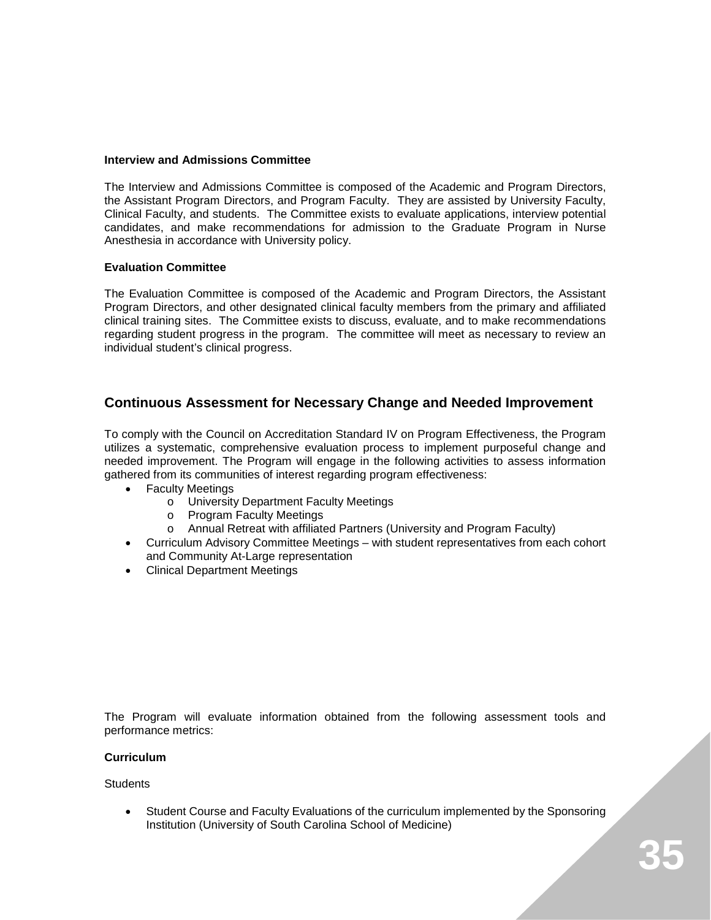**Interview and Admissions Committee**

The Interview and Admissions Committee is composed of the Academic and Program Directors, the Assistant Program Directors, and Program Faculty. They are assisted by University Faculty, Clinical Faculty, and students. The Committee exists to evaluate applications, interview potential candidates, and make recommendations for admission to the Graduate Program in Nurse Anesthesia in accordance with University policy.

**Evaluation Committee**

The Evaluation Committee is composed of the Academic and Program Directors, the Assistant Program Directors, and other designated clinical faculty members from the primary and affiliated clinical training sites. The Committee exists to discuss, evaluate, and to make recommendations regarding student progress in the program. The committee will meet as necessary to review an individual student's clinical progress.

## Continuous Assessment for Necessary Change and Needed Improvement

To comply with the Council on Accreditation Standard IV on Program Effectiveness, the Program utilizes a systematic, comprehensive evaluation process to implement purposeful change and needed improvement. The Program will engage in the following activities to assess information gathered from its communities of interest regarding program effectiveness:

- Faculty Meetings
  - University Department Faculty Meetings
  - Program Faculty Meetings
  - Annual Retreat with affiliated Partners (University and Program Faculty)
- Curriculum Advisory Committee Meetings – with student representatives from each cohort and Community At-Large representation
- Clinical Department Meetings

The Program will evaluate information obtained from the following assessment tools and performance metrics:

**Curriculum**

Students

- Student Course and Faculty Evaluations of the curriculum implemented by the Sponsoring Institution (University of South Carolina School of Medicine)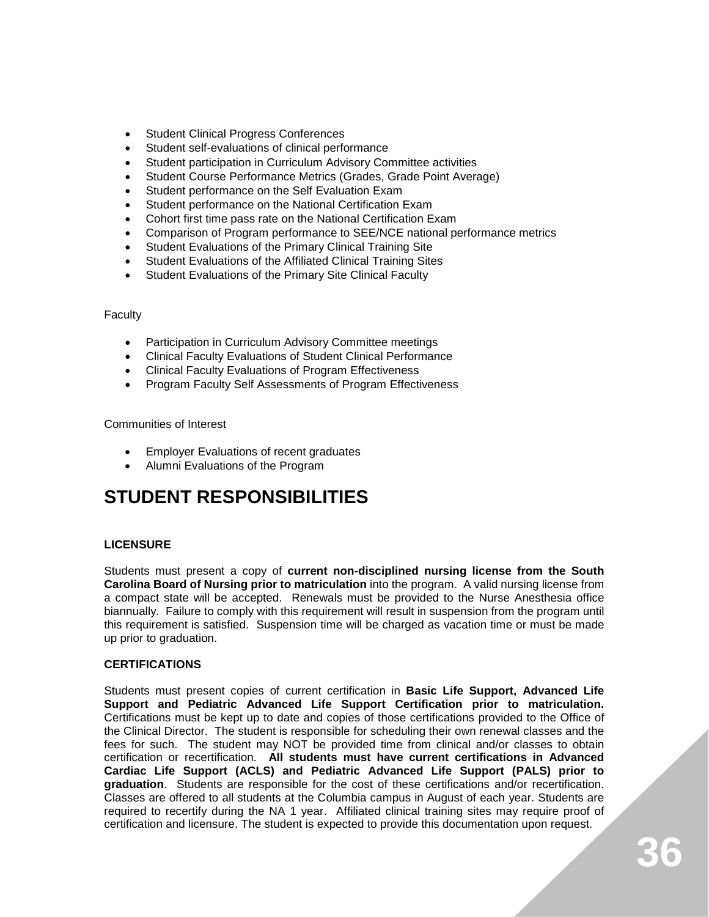- Student Clinical Progress Conferences
- Student self-evaluations of clinical performance
- Student participation in Curriculum Advisory Committee activities
- Student Course Performance Metrics (Grades, Grade Point Average)
- Student performance on the Self Evaluation Exam
- Student performance on the National Certification Exam
- Cohort first time pass rate on the National Certification Exam
- Comparison of Program performance to SEE/NCE national performance metrics
- Student Evaluations of the Primary Clinical Training Site
- Student Evaluations of the Affiliated Clinical Training Sites
- Student Evaluations of the Primary Site Clinical Faculty

Faculty

- Participation in Curriculum Advisory Committee meetings
- Clinical Faculty Evaluations of Student Clinical Performance
- Clinical Faculty Evaluations of Program Effectiveness
- Program Faculty Self Assessments of Program Effectiveness

Communities of Interest

- Employer Evaluations of recent graduates
- Alumni Evaluations of the Program

# STUDENT RESPONSIBILITIES

### LICENSURE

Students must present a copy of **current non-disciplined nursing license from the South Carolina Board of Nursing prior to matriculation** into the program. A valid nursing license from a compact state will be accepted. Renewals must be provided to the Nurse Anesthesia office biannually. Failure to comply with this requirement will result in suspension from the program until this requirement is satisfied. Suspension time will be charged as vacation time or must be made up prior to graduation.

### CERTIFICATIONS

Students must present copies of current certification in **Basic Life Support, Advanced Life Support and Pediatric Advanced Life Support Certification prior to matriculation.** Certifications must be kept up to date and copies of those certifications provided to the Office of the Clinical Director. The student is responsible for scheduling their own renewal classes and the fees for such. The student may NOT be provided time from clinical and/or classes to obtain certification or recertification. **All students must have current certifications in Advanced Cardiac Life Support (ACLS) and Pediatric Advanced Life Support (PALS) prior to graduation**. Students are responsible for the cost of these certifications and/or recertification. Classes are offered to all students at the Columbia campus in August of each year. Students are required to recertify during the NA 1 year. Affiliated clinical training sites may require proof of certification and licensure. The student is expected to provide this documentation upon request.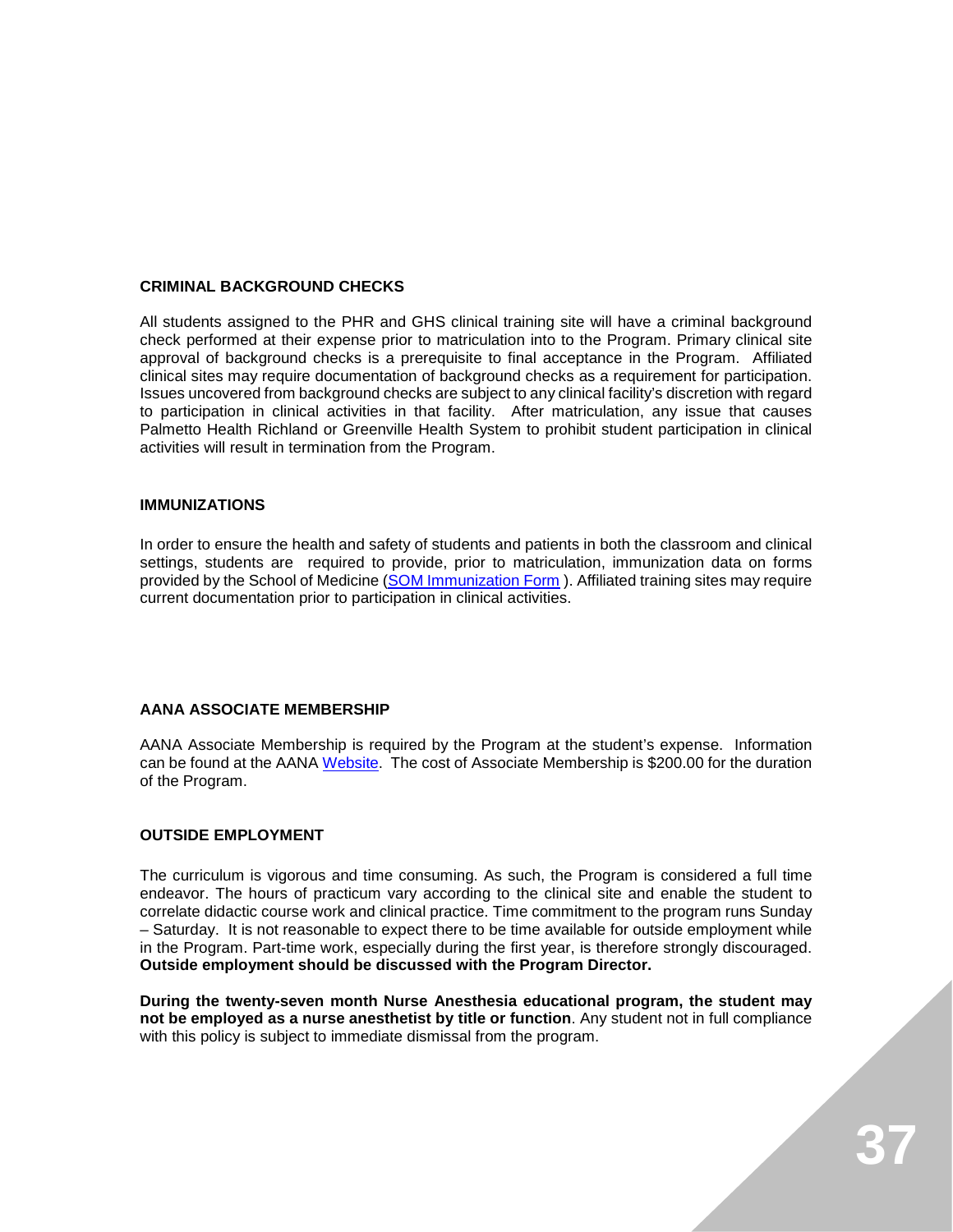## CRIMINAL BACKGROUND CHECKS

All students assigned to the PHR and GHS clinical training site will have a criminal background check performed at their expense prior to matriculation into to the Program. Primary clinical site approval of background checks is a prerequisite to final acceptance in the Program. Affiliated clinical sites may require documentation of background checks as a requirement for participation. Issues uncovered from background checks are subject to any clinical facility's discretion with regard to participation in clinical activities in that facility. After matriculation, any issue that causes Palmetto Health Richland or Greenville Health System to prohibit student participation in clinical activities will result in termination from the Program.

## IMMUNIZATIONS

In order to ensure the health and safety of students and patients in both the classroom and clinical settings, students are required to provide, prior to matriculation, immunization data on forms provided by the School of Medicine (SOM Immunization Form ). Affiliated training sites may require current documentation prior to participation in clinical activities.

## AANA ASSOCIATE MEMBERSHIP

AANA Associate Membership is required by the Program at the student's expense. Information can be found at the AANA Website. The cost of Associate Membership is $200.00 for the duration of the Program.

## OUTSIDE EMPLOYMENT

The curriculum is vigorous and time consuming. As such, the Program is considered a full time endeavor. The hours of practicum vary according to the clinical site and enable the student to correlate didactic course work and clinical practice. Time commitment to the program runs Sunday – Saturday. It is not reasonable to expect there to be time available for outside employment while in the Program. Part-time work, especially during the first year, is therefore strongly discouraged. **Outside employment should be discussed with the Program Director.**

**During the twenty-seven month Nurse Anesthesia educational program, the student may not be employed as a nurse anesthetist by title or function**. Any student not in full compliance with this policy is subject to immediate dismissal from the program.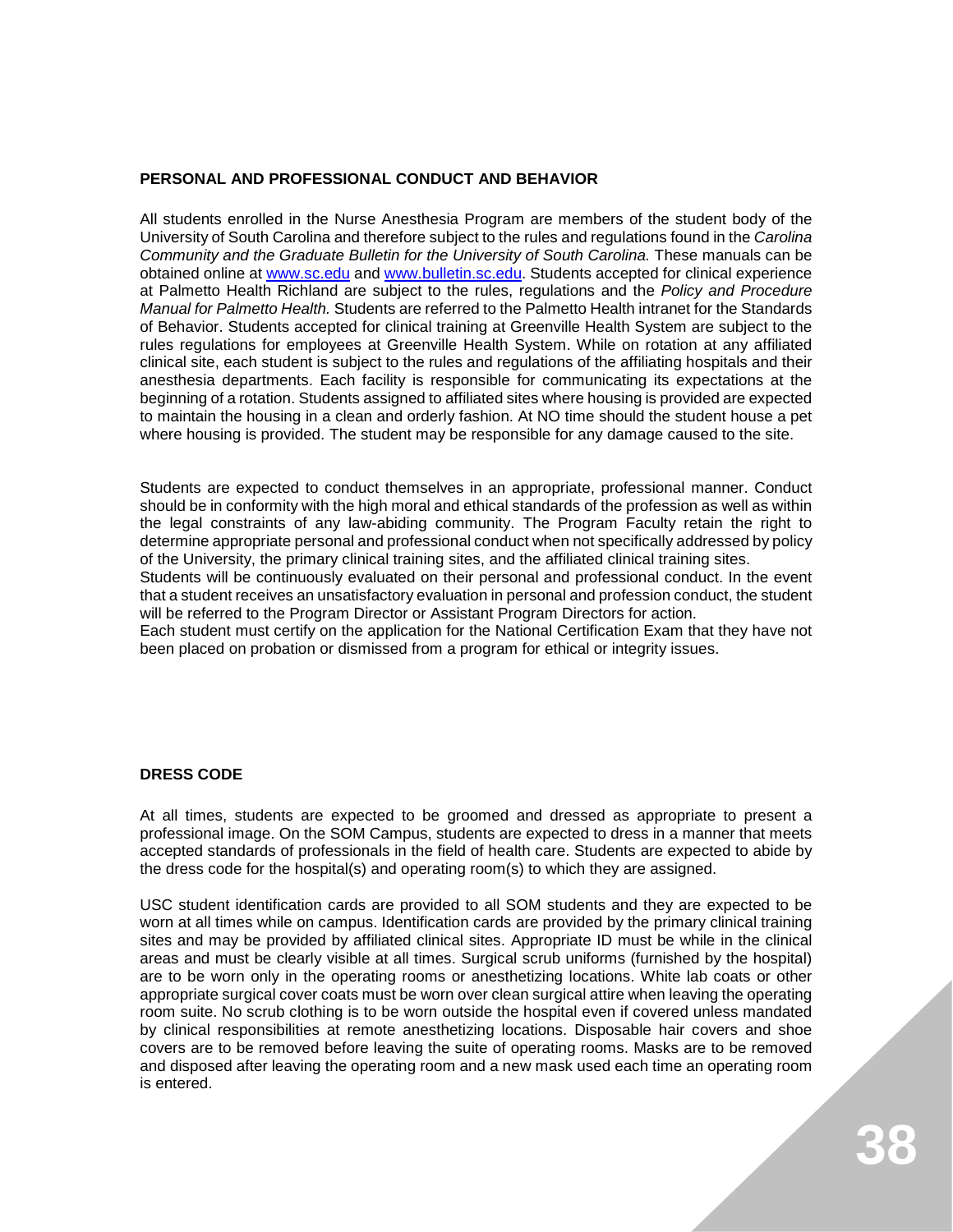## PERSONAL AND PROFESSIONAL CONDUCT AND BEHAVIOR

All students enrolled in the Nurse Anesthesia Program are members of the student body of the University of South Carolina and therefore subject to the rules and regulations found in the *Carolina Community and the Graduate Bulletin for the University of South Carolina.* These manuals can be obtained online at [www.sc.edu](http://www.sc.edu) and [www.bulletin.sc.edu](http://www.bulletin.sc.edu). Students accepted for clinical experience at Palmetto Health Richland are subject to the rules, regulations and the *Policy and Procedure Manual for Palmetto Health.* Students are referred to the Palmetto Health intranet for the Standards of Behavior. Students accepted for clinical training at Greenville Health System are subject to the rules regulations for employees at Greenville Health System. While on rotation at any affiliated clinical site, each student is subject to the rules and regulations of the affiliating hospitals and their anesthesia departments. Each facility is responsible for communicating its expectations at the beginning of a rotation. Students assigned to affiliated sites where housing is provided are expected to maintain the housing in a clean and orderly fashion. At NO time should the student house a pet where housing is provided. The student may be responsible for any damage caused to the site.

Students are expected to conduct themselves in an appropriate, professional manner. Conduct should be in conformity with the high moral and ethical standards of the profession as well as within the legal constraints of any law-abiding community. The Program Faculty retain the right to determine appropriate personal and professional conduct when not specifically addressed by policy of the University, the primary clinical training sites, and the affiliated clinical training sites.
Students will be continuously evaluated on their personal and professional conduct. In the event that a student receives an unsatisfactory evaluation in personal and profession conduct, the student will be referred to the Program Director or Assistant Program Directors for action.
Each student must certify on the application for the National Certification Exam that they have not been placed on probation or dismissed from a program for ethical or integrity issues.

## DRESS CODE

At all times, students are expected to be groomed and dressed as appropriate to present a professional image. On the SOM Campus, students are expected to dress in a manner that meets accepted standards of professionals in the field of health care. Students are expected to abide by the dress code for the hospital(s) and operating room(s) to which they are assigned.

USC student identification cards are provided to all SOM students and they are expected to be worn at all times while on campus. Identification cards are provided by the primary clinical training sites and may be provided by affiliated clinical sites. Appropriate ID must be while in the clinical areas and must be clearly visible at all times. Surgical scrub uniforms (furnished by the hospital) are to be worn only in the operating rooms or anesthetizing locations. White lab coats or other appropriate surgical cover coats must be worn over clean surgical attire when leaving the operating room suite. No scrub clothing is to be worn outside the hospital even if covered unless mandated by clinical responsibilities at remote anesthetizing locations. Disposable hair covers and shoe covers are to be removed before leaving the suite of operating rooms. Masks are to be removed and disposed after leaving the operating room and a new mask used each time an operating room is entered.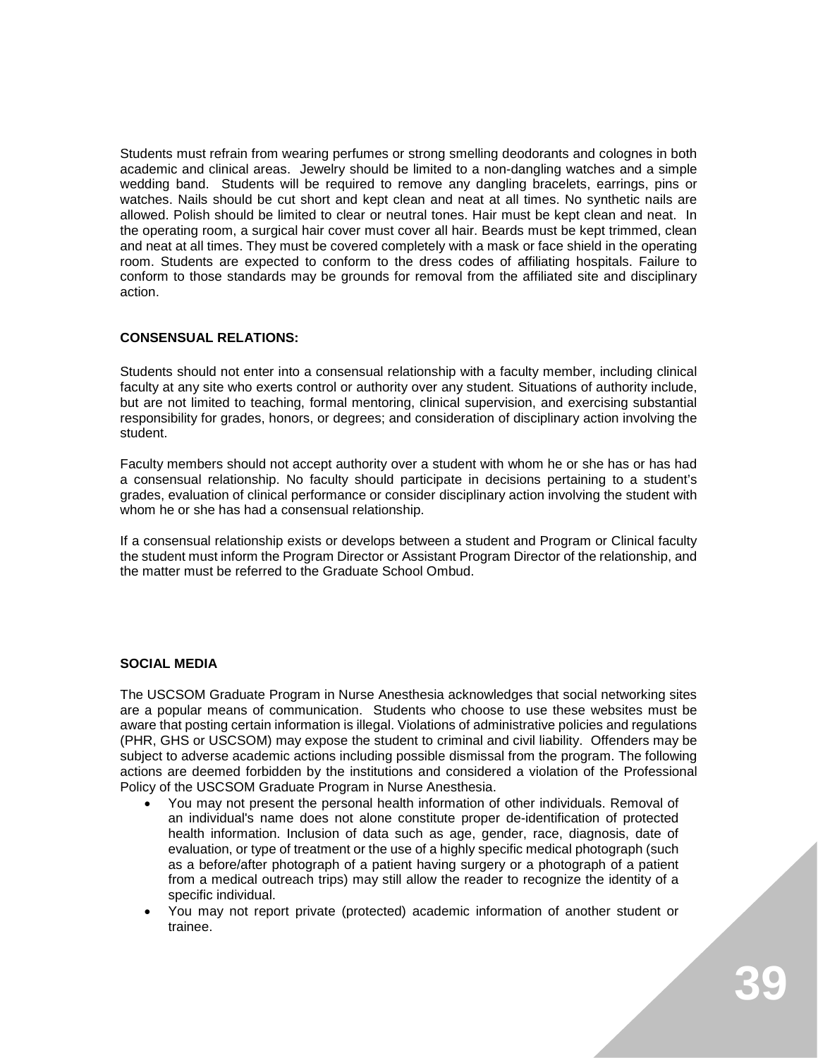Students must refrain from wearing perfumes or strong smelling deodorants and colognes in both academic and clinical areas. Jewelry should be limited to a non-dangling watches and a simple wedding band. Students will be required to remove any dangling bracelets, earrings, pins or watches. Nails should be cut short and kept clean and neat at all times. No synthetic nails are allowed. Polish should be limited to clear or neutral tones. Hair must be kept clean and neat. In the operating room, a surgical hair cover must cover all hair. Beards must be kept trimmed, clean and neat at all times. They must be covered completely with a mask or face shield in the operating room. Students are expected to conform to the dress codes of affiliating hospitals. Failure to conform to those standards may be grounds for removal from the affiliated site and disciplinary action.

**CONSENSUAL RELATIONS:**

Students should not enter into a consensual relationship with a faculty member, including clinical faculty at any site who exerts control or authority over any student. Situations of authority include, but are not limited to teaching, formal mentoring, clinical supervision, and exercising substantial responsibility for grades, honors, or degrees; and consideration of disciplinary action involving the student.

Faculty members should not accept authority over a student with whom he or she has or has had a consensual relationship. No faculty should participate in decisions pertaining to a student's grades, evaluation of clinical performance or consider disciplinary action involving the student with whom he or she has had a consensual relationship.

If a consensual relationship exists or develops between a student and Program or Clinical faculty the student must inform the Program Director or Assistant Program Director of the relationship, and the matter must be referred to the Graduate School Ombud.

**SOCIAL MEDIA**

The USCSOM Graduate Program in Nurse Anesthesia acknowledges that social networking sites are a popular means of communication. Students who choose to use these websites must be aware that posting certain information is illegal. Violations of administrative policies and regulations (PHR, GHS or USCSOM) may expose the student to criminal and civil liability. Offenders may be subject to adverse academic actions including possible dismissal from the program. The following actions are deemed forbidden by the institutions and considered a violation of the Professional Policy of the USCSOM Graduate Program in Nurse Anesthesia.

- You may not present the personal health information of other individuals. Removal of an individual's name does not alone constitute proper de-identification of protected health information. Inclusion of data such as age, gender, race, diagnosis, date of evaluation, or type of treatment or the use of a highly specific medical photograph (such as a before/after photograph of a patient having surgery or a photograph of a patient from a medical outreach trips) may still allow the reader to recognize the identity of a specific individual.
- You may not report private (protected) academic information of another student or trainee.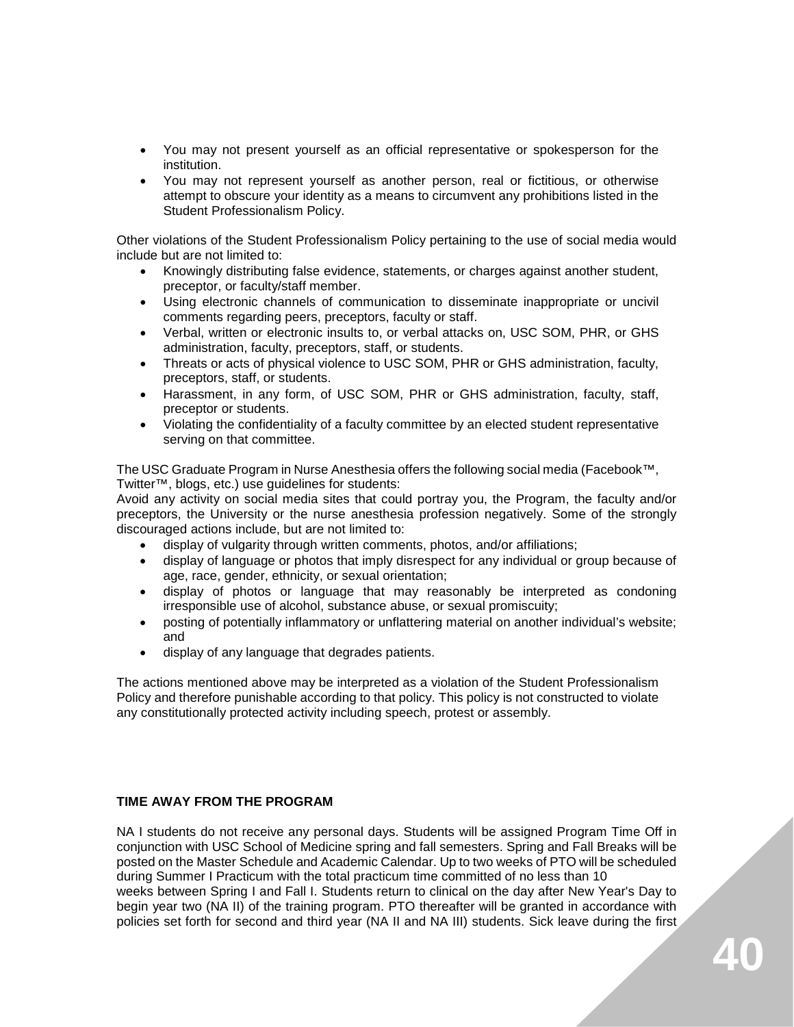- You may not present yourself as an official representative or spokesperson for the institution.
- You may not represent yourself as another person, real or fictitious, or otherwise attempt to obscure your identity as a means to circumvent any prohibitions listed in the Student Professionalism Policy.

Other violations of the Student Professionalism Policy pertaining to the use of social media would include but are not limited to:

- Knowingly distributing false evidence, statements, or charges against another student, preceptor, or faculty/staff member.
- Using electronic channels of communication to disseminate inappropriate or uncivil comments regarding peers, preceptors, faculty or staff.
- Verbal, written or electronic insults to, or verbal attacks on, USC SOM, PHR, or GHS administration, faculty, preceptors, staff, or students.
- Threats or acts of physical violence to USC SOM, PHR or GHS administration, faculty, preceptors, staff, or students.
- Harassment, in any form, of USC SOM, PHR or GHS administration, faculty, staff, preceptor or students.
- Violating the confidentiality of a faculty committee by an elected student representative serving on that committee.

The USC Graduate Program in Nurse Anesthesia offers the following social media (Facebook™, Twitter™, blogs, etc.) use guidelines for students:

Avoid any activity on social media sites that could portray you, the Program, the faculty and/or preceptors, the University or the nurse anesthesia profession negatively. Some of the strongly discouraged actions include, but are not limited to:

- display of vulgarity through written comments, photos, and/or affiliations;
- display of language or photos that imply disrespect for any individual or group because of age, race, gender, ethnicity, or sexual orientation;
- display of photos or language that may reasonably be interpreted as condoning irresponsible use of alcohol, substance abuse, or sexual promiscuity;
- posting of potentially inflammatory or unflattering material on another individual's website; and
- display of any language that degrades patients.

The actions mentioned above may be interpreted as a violation of the Student Professionalism Policy and therefore punishable according to that policy. This policy is not constructed to violate any constitutionally protected activity including speech, protest or assembly.

**TIME AWAY FROM THE PROGRAM**

NA I students do not receive any personal days. Students will be assigned Program Time Off in conjunction with USC School of Medicine spring and fall semesters. Spring and Fall Breaks will be posted on the Master Schedule and Academic Calendar. Up to two weeks of PTO will be scheduled during Summer I Practicum with the total practicum time committed of no less than 10 weeks between Spring I and Fall I. Students return to clinical on the day after New Year's Day to begin year two (NA II) of the training program. PTO thereafter will be granted in accordance with policies set forth for second and third year (NA II and NA III) students. Sick leave during the first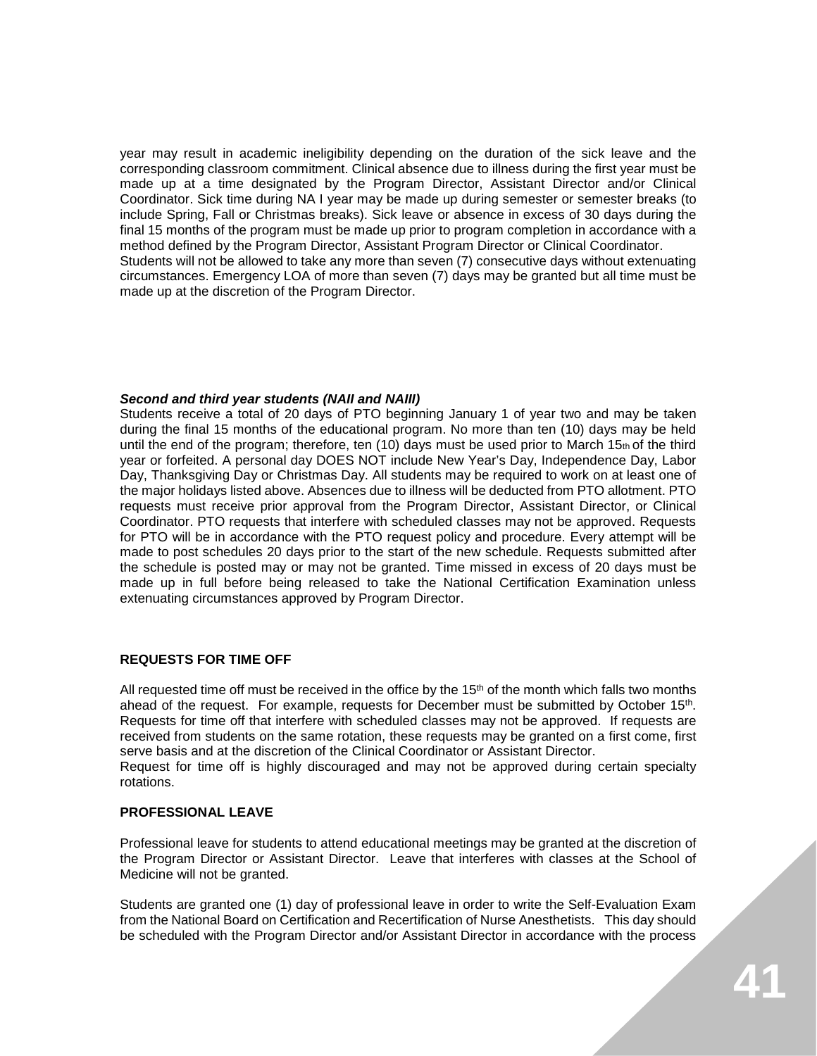year may result in academic ineligibility depending on the duration of the sick leave and the corresponding classroom commitment. Clinical absence due to illness during the first year must be made up at a time designated by the Program Director, Assistant Director and/or Clinical Coordinator. Sick time during NA I year may be made up during semester or semester breaks (to include Spring, Fall or Christmas breaks). Sick leave or absence in excess of 30 days during the final 15 months of the program must be made up prior to program completion in accordance with a method defined by the Program Director, Assistant Program Director or Clinical Coordinator.
Students will not be allowed to take any more than seven (7) consecutive days without extenuating circumstances. Emergency LOA of more than seven (7) days may be granted but all time must be made up at the discretion of the Program Director.

***Second and third year students (NAII and NAIII)***

Students receive a total of 20 days of PTO beginning January 1 of year two and may be taken during the final 15 months of the educational program. No more than ten (10) days may be held until the end of the program; therefore, ten (10) days must be used prior to March 15th of the third year or forfeited. A personal day DOES NOT include New Year's Day, Independence Day, Labor Day, Thanksgiving Day or Christmas Day. All students may be required to work on at least one of the major holidays listed above. Absences due to illness will be deducted from PTO allotment. PTO requests must receive prior approval from the Program Director, Assistant Director, or Clinical Coordinator. PTO requests that interfere with scheduled classes may not be approved. Requests for PTO will be in accordance with the PTO request policy and procedure. Every attempt will be made to post schedules 20 days prior to the start of the new schedule. Requests submitted after the schedule is posted may or may not be granted. Time missed in excess of 20 days must be made up in full before being released to take the National Certification Examination unless extenuating circumstances approved by Program Director.

**REQUESTS FOR TIME OFF**

All requested time off must be received in the office by the 15th of the month which falls two months ahead of the request. For example, requests for December must be submitted by October 15th. Requests for time off that interfere with scheduled classes may not be approved. If requests are received from students on the same rotation, these requests may be granted on a first come, first serve basis and at the discretion of the Clinical Coordinator or Assistant Director.
Request for time off is highly discouraged and may not be approved during certain specialty rotations.

**PROFESSIONAL LEAVE**

Professional leave for students to attend educational meetings may be granted at the discretion of the Program Director or Assistant Director. Leave that interferes with classes at the School of Medicine will not be granted.

Students are granted one (1) day of professional leave in order to write the Self-Evaluation Exam from the National Board on Certification and Recertification of Nurse Anesthetists. This day should be scheduled with the Program Director and/or Assistant Director in accordance with the process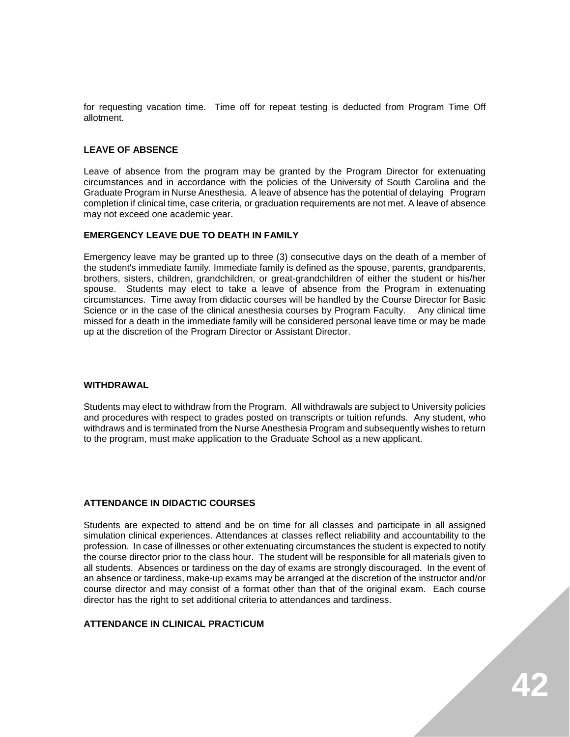for requesting vacation time. Time off for repeat testing is deducted from Program Time Off allotment.

**LEAVE OF ABSENCE**

Leave of absence from the program may be granted by the Program Director for extenuating circumstances and in accordance with the policies of the University of South Carolina and the Graduate Program in Nurse Anesthesia. A leave of absence has the potential of delaying Program completion if clinical time, case criteria, or graduation requirements are not met. A leave of absence may not exceed one academic year.

**EMERGENCY LEAVE DUE TO DEATH IN FAMILY**

Emergency leave may be granted up to three (3) consecutive days on the death of a member of the student's immediate family. Immediate family is defined as the spouse, parents, grandparents, brothers, sisters, children, grandchildren, or great-grandchildren of either the student or his/her spouse. Students may elect to take a leave of absence from the Program in extenuating circumstances. Time away from didactic courses will be handled by the Course Director for Basic Science or in the case of the clinical anesthesia courses by Program Faculty. Any clinical time missed for a death in the immediate family will be considered personal leave time or may be made up at the discretion of the Program Director or Assistant Director.

**WITHDRAWAL**

Students may elect to withdraw from the Program. All withdrawals are subject to University policies and procedures with respect to grades posted on transcripts or tuition refunds. Any student, who withdraws and is terminated from the Nurse Anesthesia Program and subsequently wishes to return to the program, must make application to the Graduate School as a new applicant.

**ATTENDANCE IN DIDACTIC COURSES**

Students are expected to attend and be on time for all classes and participate in all assigned simulation clinical experiences. Attendances at classes reflect reliability and accountability to the profession. In case of illnesses or other extenuating circumstances the student is expected to notify the course director prior to the class hour. The student will be responsible for all materials given to all students. Absences or tardiness on the day of exams are strongly discouraged. In the event of an absence or tardiness, make-up exams may be arranged at the discretion of the instructor and/or course director and may consist of a format other than that of the original exam. Each course director has the right to set additional criteria to attendances and tardiness.

**ATTENDANCE IN CLINICAL PRACTICUM**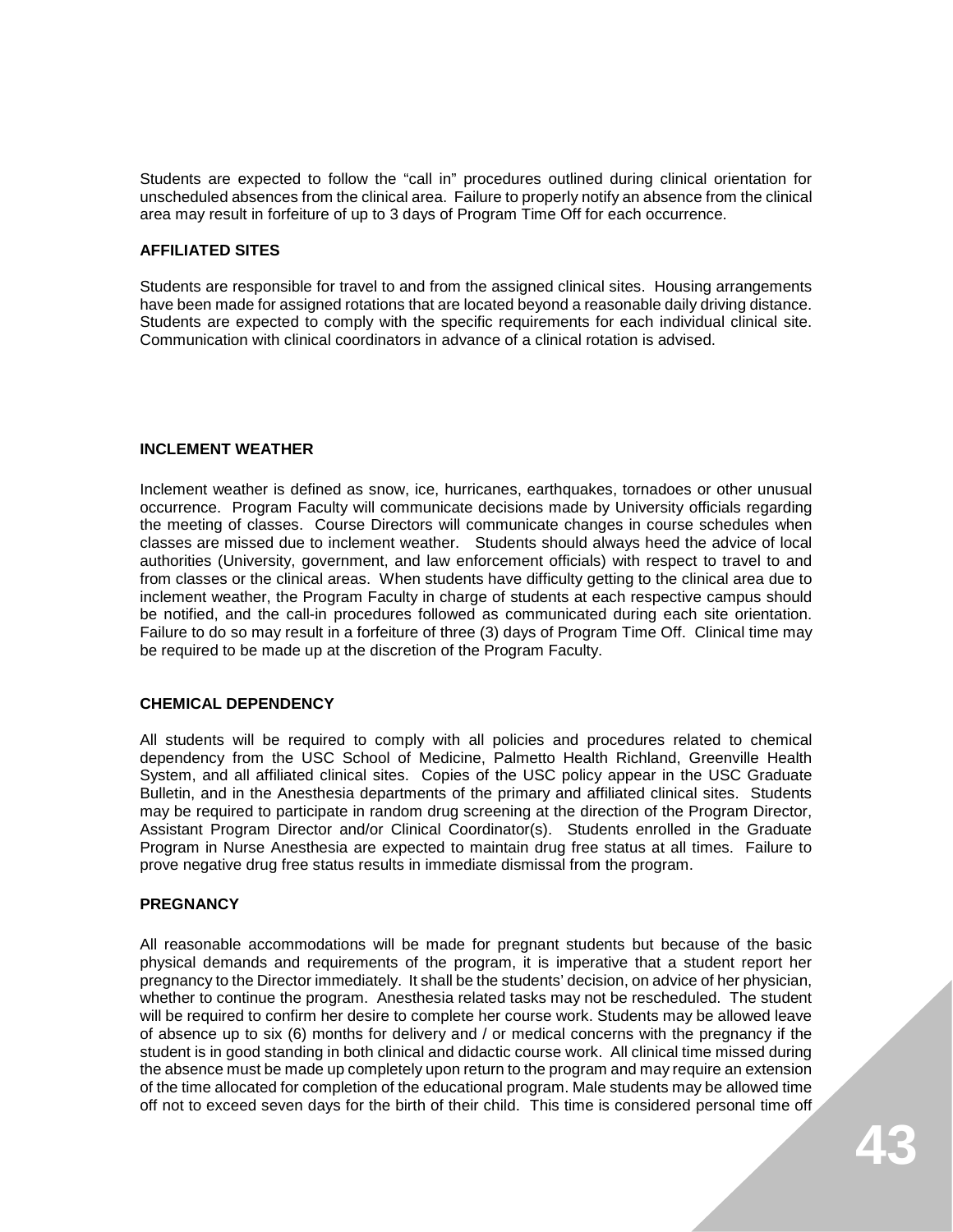Students are expected to follow the "call in" procedures outlined during clinical orientation for unscheduled absences from the clinical area. Failure to properly notify an absence from the clinical area may result in forfeiture of up to 3 days of Program Time Off for each occurrence.

**AFFILIATED SITES**

Students are responsible for travel to and from the assigned clinical sites. Housing arrangements have been made for assigned rotations that are located beyond a reasonable daily driving distance. Students are expected to comply with the specific requirements for each individual clinical site. Communication with clinical coordinators in advance of a clinical rotation is advised.

**INCLEMENT WEATHER**

Inclement weather is defined as snow, ice, hurricanes, earthquakes, tornadoes or other unusual occurrence. Program Faculty will communicate decisions made by University officials regarding the meeting of classes. Course Directors will communicate changes in course schedules when classes are missed due to inclement weather. Students should always heed the advice of local authorities (University, government, and law enforcement officials) with respect to travel to and from classes or the clinical areas. When students have difficulty getting to the clinical area due to inclement weather, the Program Faculty in charge of students at each respective campus should be notified, and the call-in procedures followed as communicated during each site orientation. Failure to do so may result in a forfeiture of three (3) days of Program Time Off. Clinical time may be required to be made up at the discretion of the Program Faculty.

**CHEMICAL DEPENDENCY**

All students will be required to comply with all policies and procedures related to chemical dependency from the USC School of Medicine, Palmetto Health Richland, Greenville Health System, and all affiliated clinical sites. Copies of the USC policy appear in the USC Graduate Bulletin, and in the Anesthesia departments of the primary and affiliated clinical sites. Students may be required to participate in random drug screening at the direction of the Program Director, Assistant Program Director and/or Clinical Coordinator(s). Students enrolled in the Graduate Program in Nurse Anesthesia are expected to maintain drug free status at all times. Failure to prove negative drug free status results in immediate dismissal from the program.

**PREGNANCY**

All reasonable accommodations will be made for pregnant students but because of the basic physical demands and requirements of the program, it is imperative that a student report her pregnancy to the Director immediately. It shall be the students' decision, on advice of her physician, whether to continue the program. Anesthesia related tasks may not be rescheduled. The student will be required to confirm her desire to complete her course work. Students may be allowed leave of absence up to six (6) months for delivery and / or medical concerns with the pregnancy if the student is in good standing in both clinical and didactic course work. All clinical time missed during the absence must be made up completely upon return to the program and may require an extension of the time allocated for completion of the educational program. Male students may be allowed time off not to exceed seven days for the birth of their child. This time is considered personal time off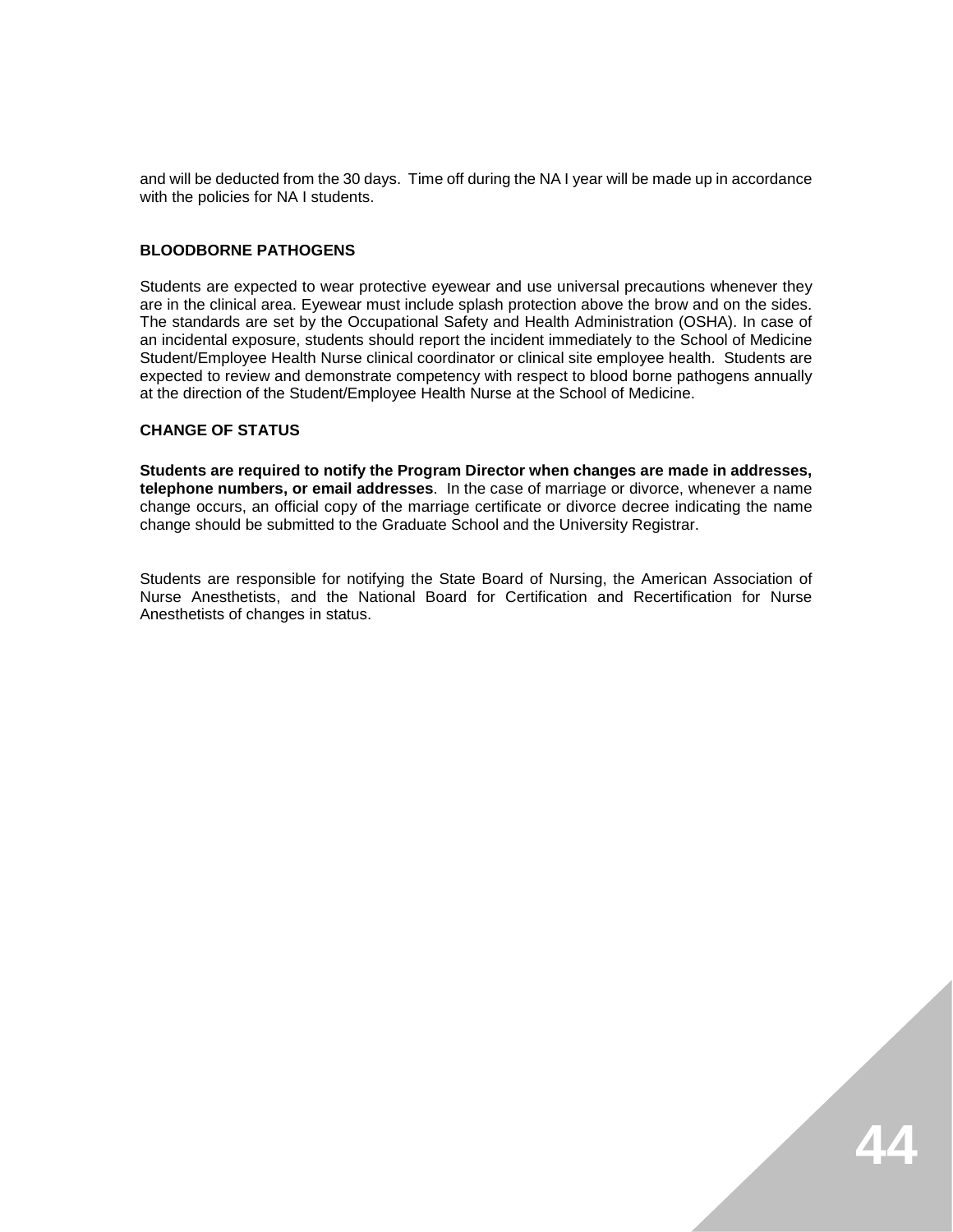and will be deducted from the 30 days. Time off during the NA I year will be made up in accordance with the policies for NA I students.

## BLOODBORNE PATHOGENS

Students are expected to wear protective eyewear and use universal precautions whenever they are in the clinical area. Eyewear must include splash protection above the brow and on the sides. The standards are set by the Occupational Safety and Health Administration (OSHA). In case of an incidental exposure, students should report the incident immediately to the School of Medicine Student/Employee Health Nurse clinical coordinator or clinical site employee health. Students are expected to review and demonstrate competency with respect to blood borne pathogens annually at the direction of the Student/Employee Health Nurse at the School of Medicine.

## CHANGE OF STATUS

**Students are required to notify the Program Director when changes are made in addresses, telephone numbers, or email addresses**. In the case of marriage or divorce, whenever a name change occurs, an official copy of the marriage certificate or divorce decree indicating the name change should be submitted to the Graduate School and the University Registrar.

Students are responsible for notifying the State Board of Nursing, the American Association of Nurse Anesthetists, and the National Board for Certification and Recertification for Nurse Anesthetists of changes in status.